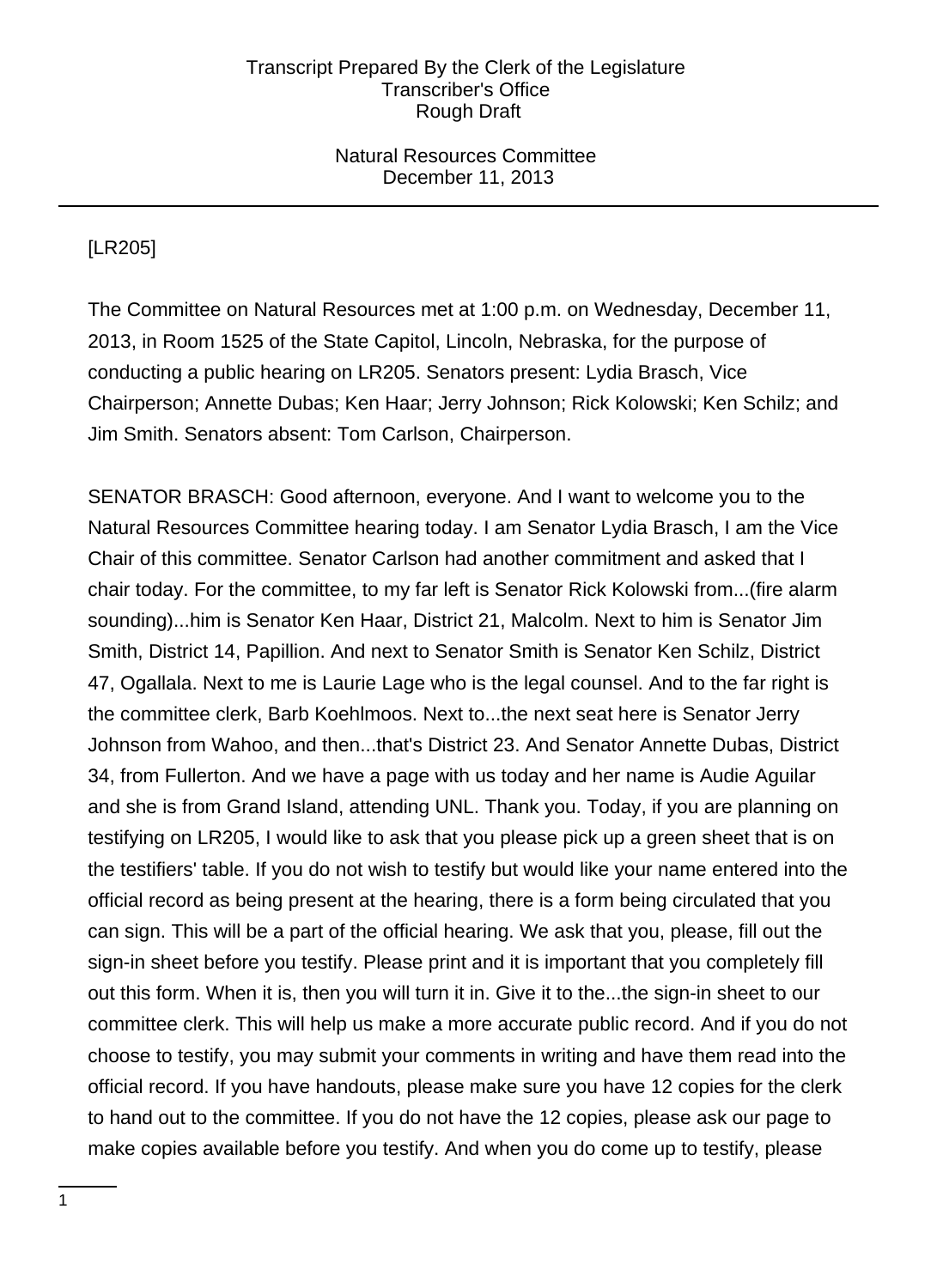[LR205]

The Committee on Natural Resources met at 1:00 p.m. on Wednesday, December 11, 2013, in Room 1525 of the State Capitol, Lincoln, Nebraska, for the purpose of conducting a public hearing on LR205. Senators present: Lydia Brasch, Vice Chairperson; Annette Dubas; Ken Haar; Jerry Johnson; Rick Kolowski; Ken Schilz; and Jim Smith. Senators absent: Tom Carlson, Chairperson.

SENATOR BRASCH: Good afternoon, everyone. And I want to welcome you to the Natural Resources Committee hearing today. I am Senator Lydia Brasch, I am the Vice Chair of this committee. Senator Carlson had another commitment and asked that I chair today. For the committee, to my far left is Senator Rick Kolowski from...(fire alarm sounding)...him is Senator Ken Haar, District 21, Malcolm. Next to him is Senator Jim Smith, District 14, Papillion. And next to Senator Smith is Senator Ken Schilz, District 47, Ogallala. Next to me is Laurie Lage who is the legal counsel. And to the far right is the committee clerk, Barb Koehlmoos. Next to...the next seat here is Senator Jerry Johnson from Wahoo, and then...that's District 23. And Senator Annette Dubas, District 34, from Fullerton. And we have a page with us today and her name is Audie Aguilar and she is from Grand Island, attending UNL. Thank you. Today, if you are planning on testifying on LR205, I would like to ask that you please pick up a green sheet that is on the testifiers' table. If you do not wish to testify but would like your name entered into the official record as being present at the hearing, there is a form being circulated that you can sign. This will be a part of the official hearing. We ask that you, please, fill out the sign-in sheet before you testify. Please print and it is important that you completely fill out this form. When it is, then you will turn it in. Give it to the...the sign-in sheet to our committee clerk. This will help us make a more accurate public record. And if you do not choose to testify, you may submit your comments in writing and have them read into the official record. If you have handouts, please make sure you have 12 copies for the clerk to hand out to the committee. If you do not have the 12 copies, please ask our page to make copies available before you testify. And when you do come up to testify, please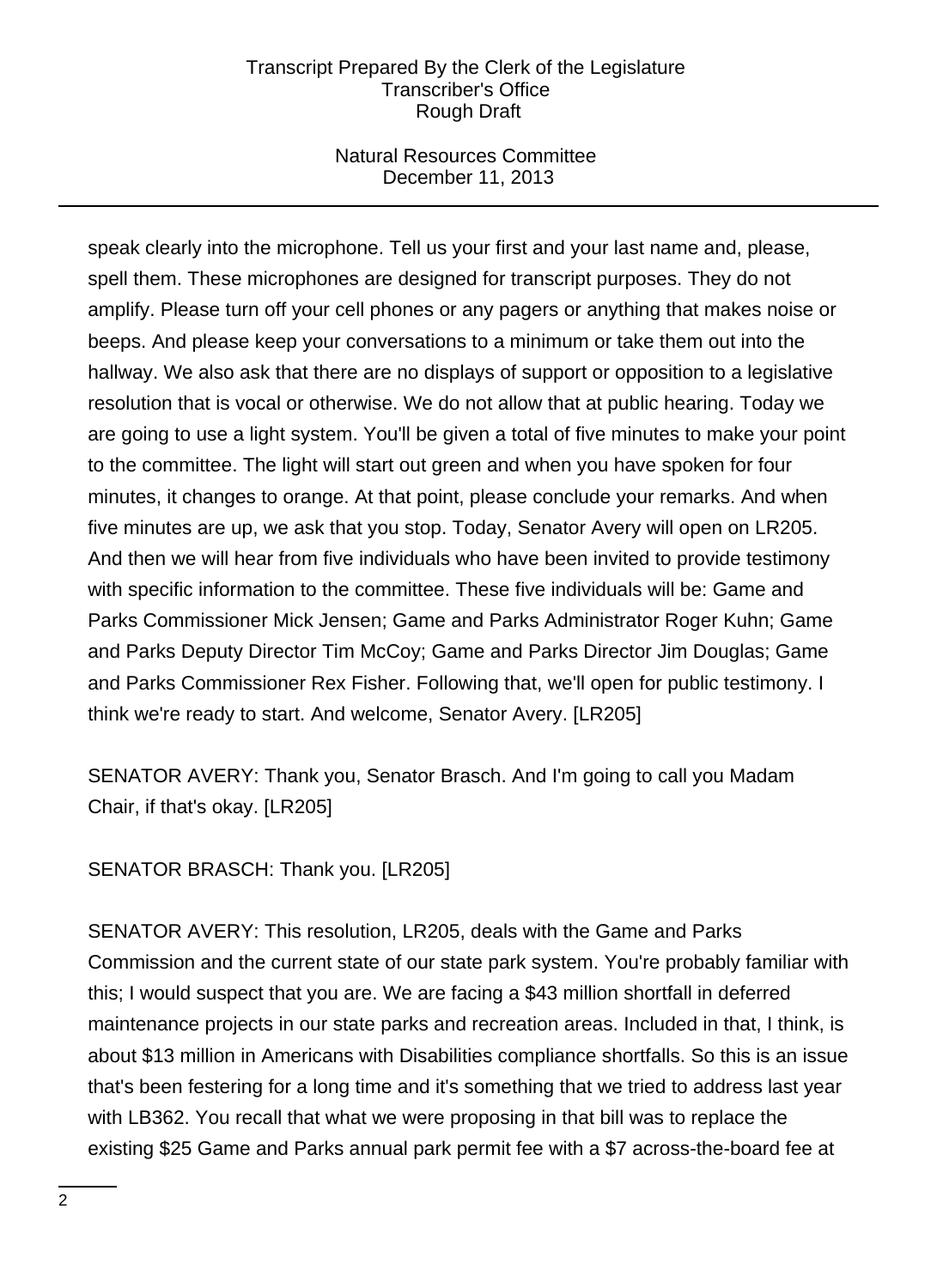speak clearly into the microphone. Tell us your first and your last name and, please, spell them. These microphones are designed for transcript purposes. They do not amplify. Please turn off your cell phones or any pagers or anything that makes noise or beeps. And please keep your conversations to a minimum or take them out into the hallway. We also ask that there are no displays of support or opposition to a legislative resolution that is vocal or otherwise. We do not allow that at public hearing. Today we are going to use a light system. You'll be given a total of five minutes to make your point to the committee. The light will start out green and when you have spoken for four minutes, it changes to orange. At that point, please conclude your remarks. And when five minutes are up, we ask that you stop. Today, Senator Avery will open on LR205. And then we will hear from five individuals who have been invited to provide testimony with specific information to the committee. These five individuals will be: Game and Parks Commissioner Mick Jensen; Game and Parks Administrator Roger Kuhn; Game and Parks Deputy Director Tim McCoy; Game and Parks Director Jim Douglas; Game and Parks Commissioner Rex Fisher. Following that, we'll open for public testimony. I think we're ready to start. And welcome, Senator Avery. [LR205]

SENATOR AVERY: Thank you, Senator Brasch. And I'm going to call you Madam Chair, if that's okay. [LR205]

SENATOR BRASCH: Thank you. [LR205]

SENATOR AVERY: This resolution, LR205, deals with the Game and Parks Commission and the current state of our state park system. You're probably familiar with this; I would suspect that you are. We are facing a $43 million shortfall in deferred maintenance projects in our state parks and recreation areas. Included in that, I think, is about $13 million in Americans with Disabilities compliance shortfalls. So this is an issue that's been festering for a long time and it's something that we tried to address last year with LB362. You recall that what we were proposing in that bill was to replace the existing $25 Game and Parks annual park permit fee with a $7 across-the-board fee at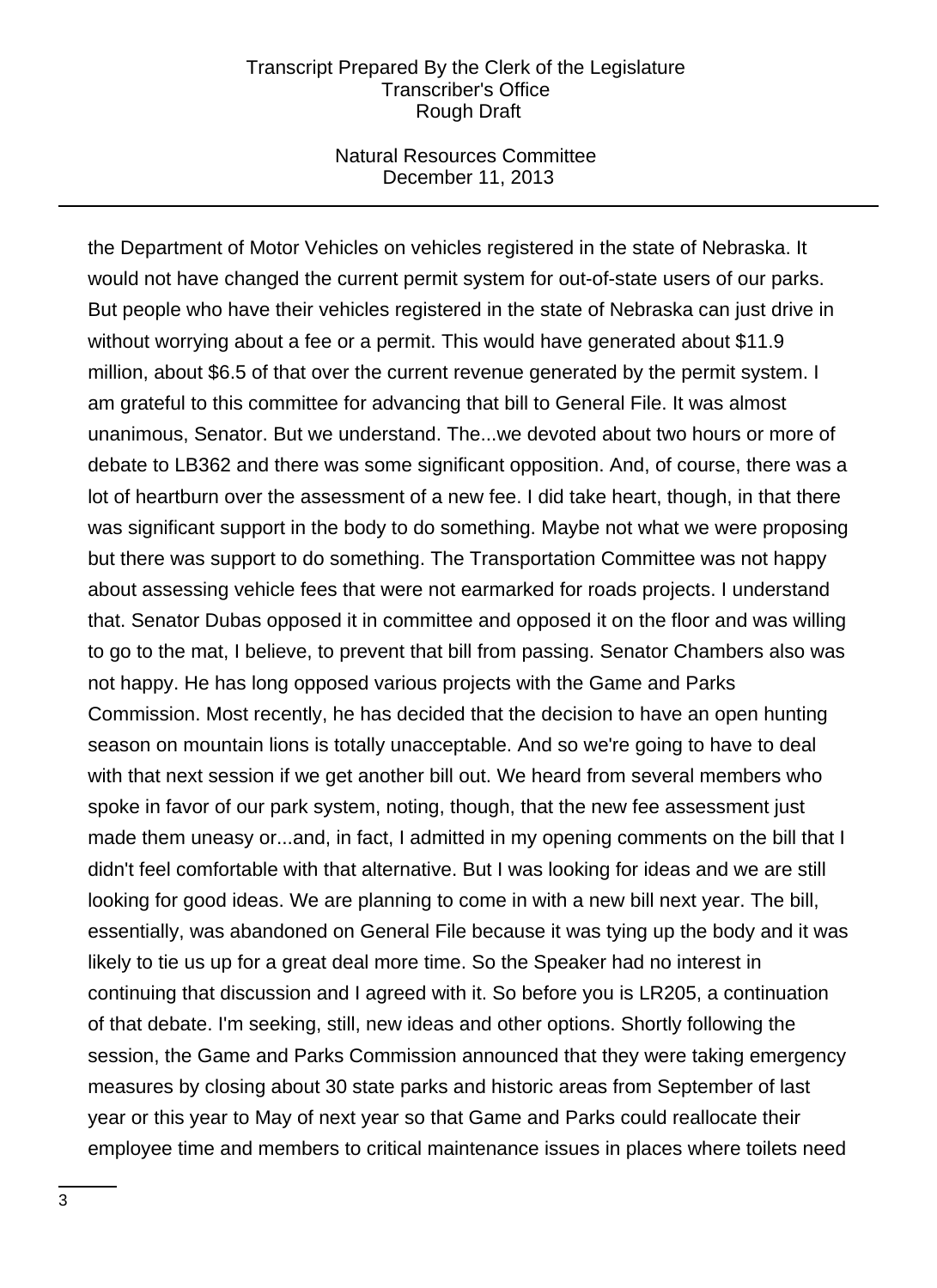the Department of Motor Vehicles on vehicles registered in the state of Nebraska. It would not have changed the current permit system for out-of-state users of our parks. But people who have their vehicles registered in the state of Nebraska can just drive in without worrying about a fee or a permit. This would have generated about $11.9 million, about $6.5 of that over the current revenue generated by the permit system. I am grateful to this committee for advancing that bill to General File. It was almost unanimous, Senator. But we understand. The...we devoted about two hours or more of debate to LB362 and there was some significant opposition. And, of course, there was a lot of heartburn over the assessment of a new fee. I did take heart, though, in that there was significant support in the body to do something. Maybe not what we were proposing but there was support to do something. The Transportation Committee was not happy about assessing vehicle fees that were not earmarked for roads projects. I understand that. Senator Dubas opposed it in committee and opposed it on the floor and was willing to go to the mat, I believe, to prevent that bill from passing. Senator Chambers also was not happy. He has long opposed various projects with the Game and Parks Commission. Most recently, he has decided that the decision to have an open hunting season on mountain lions is totally unacceptable. And so we're going to have to deal with that next session if we get another bill out. We heard from several members who spoke in favor of our park system, noting, though, that the new fee assessment just made them uneasy or...and, in fact, I admitted in my opening comments on the bill that I didn't feel comfortable with that alternative. But I was looking for ideas and we are still looking for good ideas. We are planning to come in with a new bill next year. The bill, essentially, was abandoned on General File because it was tying up the body and it was likely to tie us up for a great deal more time. So the Speaker had no interest in continuing that discussion and I agreed with it. So before you is LR205, a continuation of that debate. I'm seeking, still, new ideas and other options. Shortly following the session, the Game and Parks Commission announced that they were taking emergency measures by closing about 30 state parks and historic areas from September of last year or this year to May of next year so that Game and Parks could reallocate their employee time and members to critical maintenance issues in places where toilets need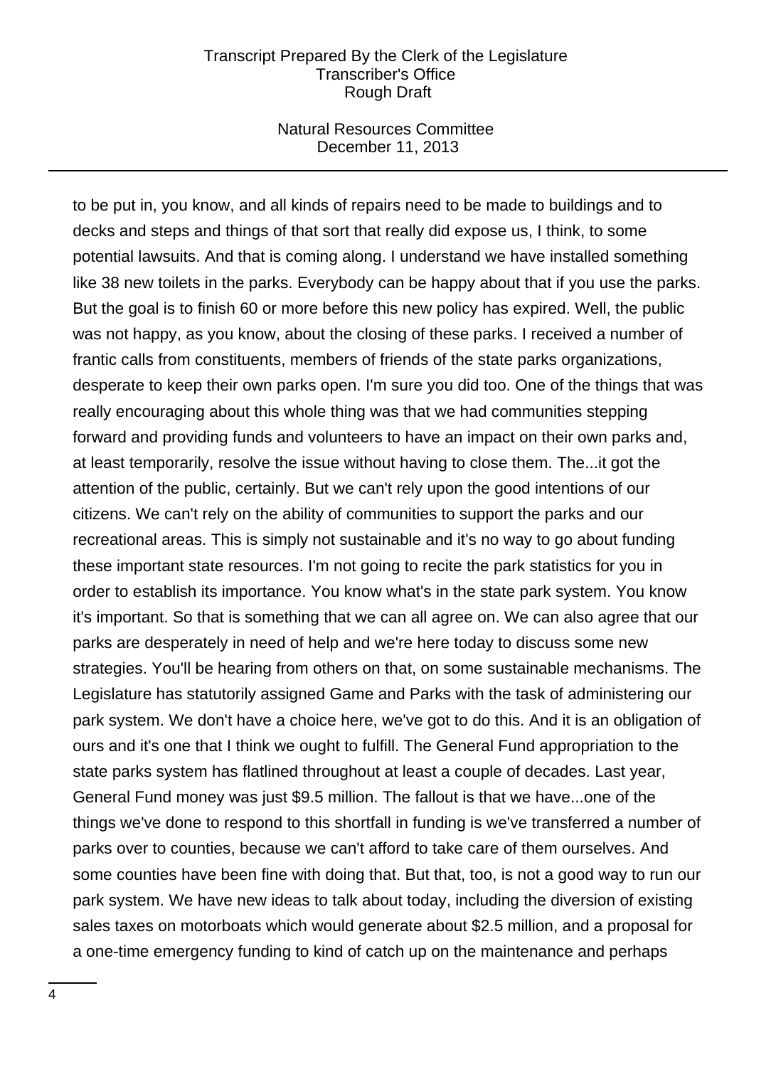to be put in, you know, and all kinds of repairs need to be made to buildings and to decks and steps and things of that sort that really did expose us, I think, to some potential lawsuits. And that is coming along. I understand we have installed something like 38 new toilets in the parks. Everybody can be happy about that if you use the parks. But the goal is to finish 60 or more before this new policy has expired. Well, the public was not happy, as you know, about the closing of these parks. I received a number of frantic calls from constituents, members of friends of the state parks organizations, desperate to keep their own parks open. I'm sure you did too. One of the things that was really encouraging about this whole thing was that we had communities stepping forward and providing funds and volunteers to have an impact on their own parks and, at least temporarily, resolve the issue without having to close them. The...it got the attention of the public, certainly. But we can't rely upon the good intentions of our citizens. We can't rely on the ability of communities to support the parks and our recreational areas. This is simply not sustainable and it's no way to go about funding these important state resources. I'm not going to recite the park statistics for you in order to establish its importance. You know what's in the state park system. You know it's important. So that is something that we can all agree on. We can also agree that our parks are desperately in need of help and we're here today to discuss some new strategies. You'll be hearing from others on that, on some sustainable mechanisms. The Legislature has statutorily assigned Game and Parks with the task of administering our park system. We don't have a choice here, we've got to do this. And it is an obligation of ours and it's one that I think we ought to fulfill. The General Fund appropriation to the state parks system has flatlined throughout at least a couple of decades. Last year, General Fund money was just $9.5 million. The fallout is that we have...one of the things we've done to respond to this shortfall in funding is we've transferred a number of parks over to counties, because we can't afford to take care of them ourselves. And some counties have been fine with doing that. But that, too, is not a good way to run our park system. We have new ideas to talk about today, including the diversion of existing sales taxes on motorboats which would generate about $2.5 million, and a proposal for a one-time emergency funding to kind of catch up on the maintenance and perhaps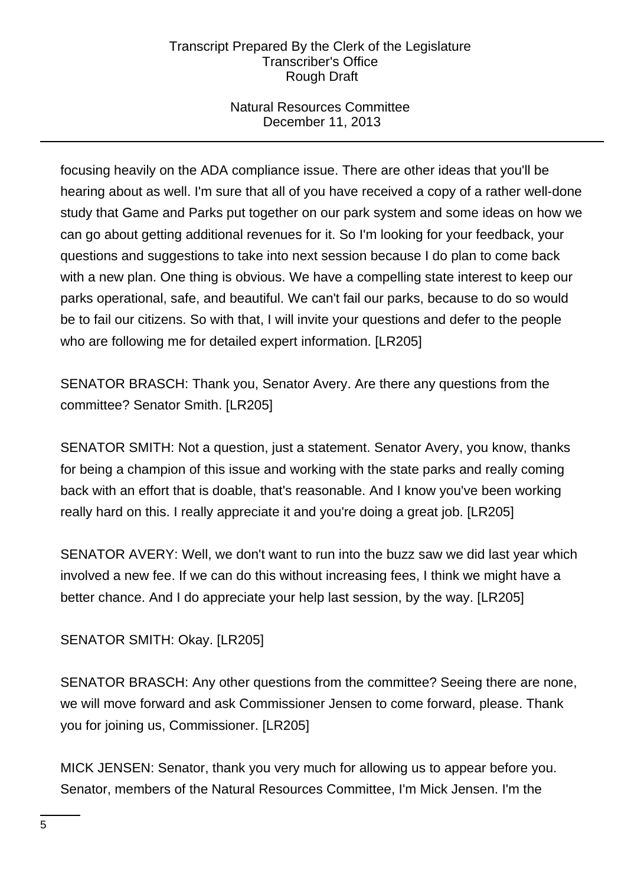focusing heavily on the ADA compliance issue. There are other ideas that you'll be hearing about as well. I'm sure that all of you have received a copy of a rather well-done study that Game and Parks put together on our park system and some ideas on how we can go about getting additional revenues for it. So I'm looking for your feedback, your questions and suggestions to take into next session because I do plan to come back with a new plan. One thing is obvious. We have a compelling state interest to keep our parks operational, safe, and beautiful. We can't fail our parks, because to do so would be to fail our citizens. So with that, I will invite your questions and defer to the people who are following me for detailed expert information. [LR205]

SENATOR BRASCH: Thank you, Senator Avery. Are there any questions from the committee? Senator Smith. [LR205]

SENATOR SMITH: Not a question, just a statement. Senator Avery, you know, thanks for being a champion of this issue and working with the state parks and really coming back with an effort that is doable, that's reasonable. And I know you've been working really hard on this. I really appreciate it and you're doing a great job. [LR205]

SENATOR AVERY: Well, we don't want to run into the buzz saw we did last year which involved a new fee. If we can do this without increasing fees, I think we might have a better chance. And I do appreciate your help last session, by the way. [LR205]

SENATOR SMITH: Okay. [LR205]

SENATOR BRASCH: Any other questions from the committee? Seeing there are none, we will move forward and ask Commissioner Jensen to come forward, please. Thank you for joining us, Commissioner. [LR205]

MICK JENSEN: Senator, thank you very much for allowing us to appear before you. Senator, members of the Natural Resources Committee, I'm Mick Jensen. I'm the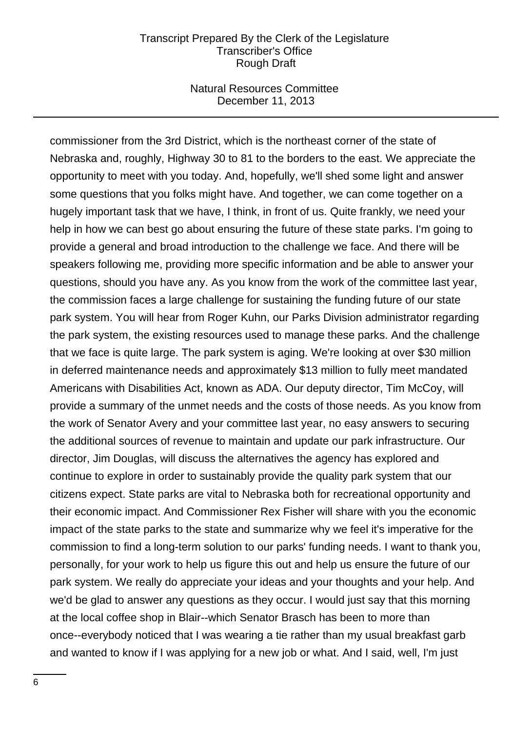commissioner from the 3rd District, which is the northeast corner of the state of Nebraska and, roughly, Highway 30 to 81 to the borders to the east. We appreciate the opportunity to meet with you today. And, hopefully, we'll shed some light and answer some questions that you folks might have. And together, we can come together on a hugely important task that we have, I think, in front of us. Quite frankly, we need your help in how we can best go about ensuring the future of these state parks. I'm going to provide a general and broad introduction to the challenge we face. And there will be speakers following me, providing more specific information and be able to answer your questions, should you have any. As you know from the work of the committee last year, the commission faces a large challenge for sustaining the funding future of our state park system. You will hear from Roger Kuhn, our Parks Division administrator regarding the park system, the existing resources used to manage these parks. And the challenge that we face is quite large. The park system is aging. We're looking at over $30 million in deferred maintenance needs and approximately $13 million to fully meet mandated Americans with Disabilities Act, known as ADA. Our deputy director, Tim McCoy, will provide a summary of the unmet needs and the costs of those needs. As you know from the work of Senator Avery and your committee last year, no easy answers to securing the additional sources of revenue to maintain and update our park infrastructure. Our director, Jim Douglas, will discuss the alternatives the agency has explored and continue to explore in order to sustainably provide the quality park system that our citizens expect. State parks are vital to Nebraska both for recreational opportunity and their economic impact. And Commissioner Rex Fisher will share with you the economic impact of the state parks to the state and summarize why we feel it's imperative for the commission to find a long-term solution to our parks' funding needs. I want to thank you, personally, for your work to help us figure this out and help us ensure the future of our park system. We really do appreciate your ideas and your thoughts and your help. And we'd be glad to answer any questions as they occur. I would just say that this morning at the local coffee shop in Blair--which Senator Brasch has been to more than once--everybody noticed that I was wearing a tie rather than my usual breakfast garb and wanted to know if I was applying for a new job or what. And I said, well, I'm just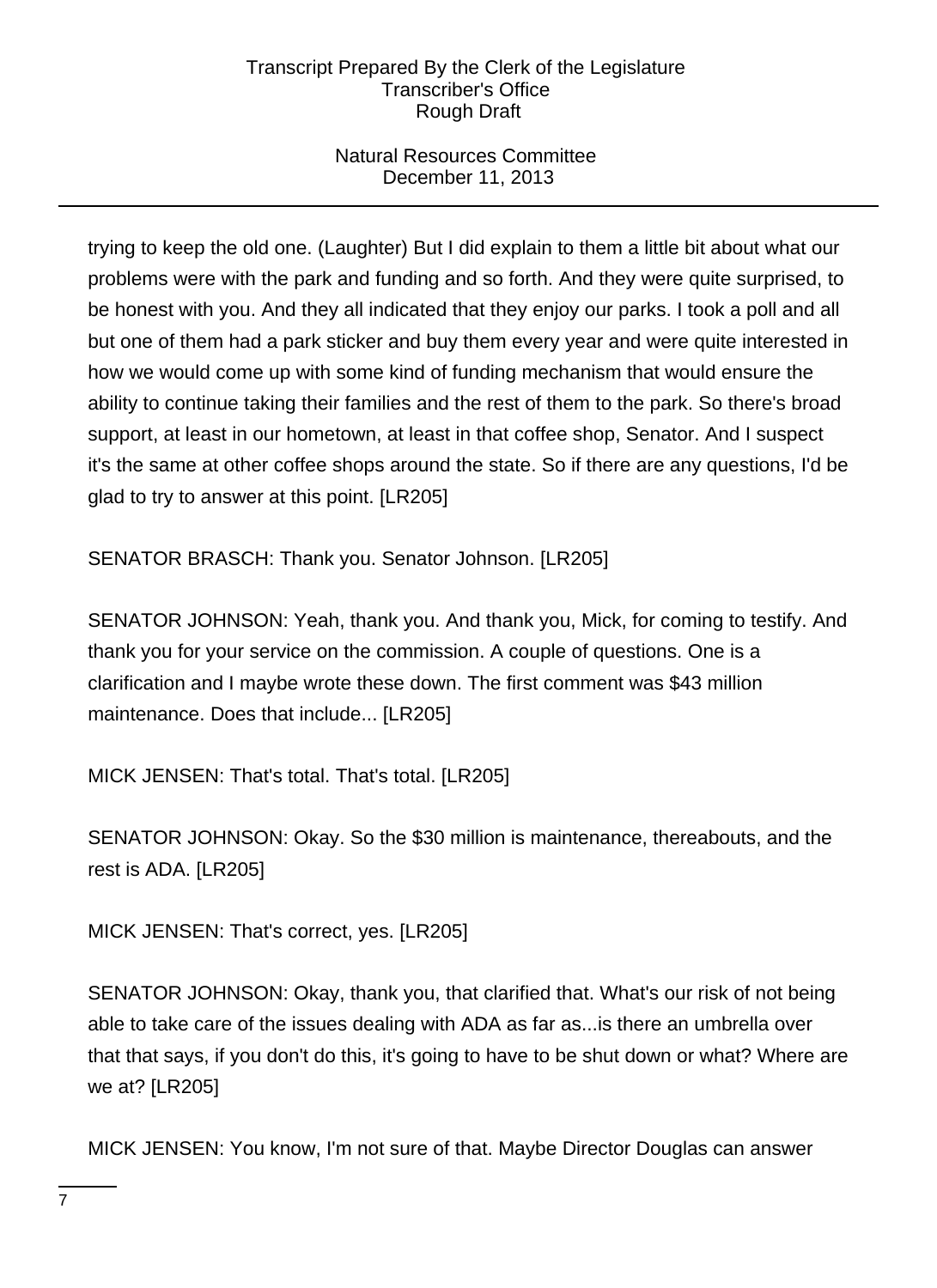trying to keep the old one. (Laughter) But I did explain to them a little bit about what our problems were with the park and funding and so forth. And they were quite surprised, to be honest with you. And they all indicated that they enjoy our parks. I took a poll and all but one of them had a park sticker and buy them every year and were quite interested in how we would come up with some kind of funding mechanism that would ensure the ability to continue taking their families and the rest of them to the park. So there's broad support, at least in our hometown, at least in that coffee shop, Senator. And I suspect it's the same at other coffee shops around the state. So if there are any questions, I'd be glad to try to answer at this point. [LR205]

SENATOR BRASCH: Thank you. Senator Johnson. [LR205]

SENATOR JOHNSON: Yeah, thank you. And thank you, Mick, for coming to testify. And thank you for your service on the commission. A couple of questions. One is a clarification and I maybe wrote these down. The first comment was $43 million maintenance. Does that include... [LR205]

MICK JENSEN: That's total. That's total. [LR205]

SENATOR JOHNSON: Okay. So the $30 million is maintenance, thereabouts, and the rest is ADA. [LR205]

MICK JENSEN: That's correct, yes. [LR205]

SENATOR JOHNSON: Okay, thank you, that clarified that. What's our risk of not being able to take care of the issues dealing with ADA as far as...is there an umbrella over that that says, if you don't do this, it's going to have to be shut down or what? Where are we at? [LR205]

MICK JENSEN: You know, I'm not sure of that. Maybe Director Douglas can answer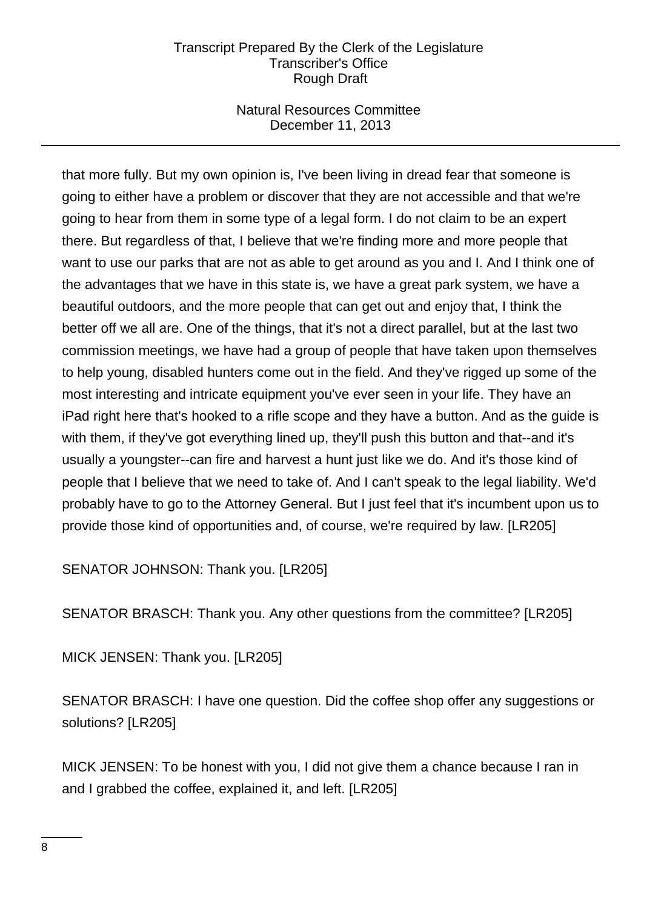that more fully. But my own opinion is, I've been living in dread fear that someone is going to either have a problem or discover that they are not accessible and that we're going to hear from them in some type of a legal form. I do not claim to be an expert there. But regardless of that, I believe that we're finding more and more people that want to use our parks that are not as able to get around as you and I. And I think one of the advantages that we have in this state is, we have a great park system, we have a beautiful outdoors, and the more people that can get out and enjoy that, I think the better off we all are. One of the things, that it's not a direct parallel, but at the last two commission meetings, we have had a group of people that have taken upon themselves to help young, disabled hunters come out in the field. And they've rigged up some of the most interesting and intricate equipment you've ever seen in your life. They have an iPad right here that's hooked to a rifle scope and they have a button. And as the guide is with them, if they've got everything lined up, they'll push this button and that--and it's usually a youngster--can fire and harvest a hunt just like we do. And it's those kind of people that I believe that we need to take of. And I can't speak to the legal liability. We'd probably have to go to the Attorney General. But I just feel that it's incumbent upon us to provide those kind of opportunities and, of course, we're required by law. [LR205]

SENATOR JOHNSON: Thank you. [LR205]

SENATOR BRASCH: Thank you. Any other questions from the committee? [LR205]

MICK JENSEN: Thank you. [LR205]

SENATOR BRASCH: I have one question. Did the coffee shop offer any suggestions or solutions? [LR205]

MICK JENSEN: To be honest with you, I did not give them a chance because I ran in and I grabbed the coffee, explained it, and left. [LR205]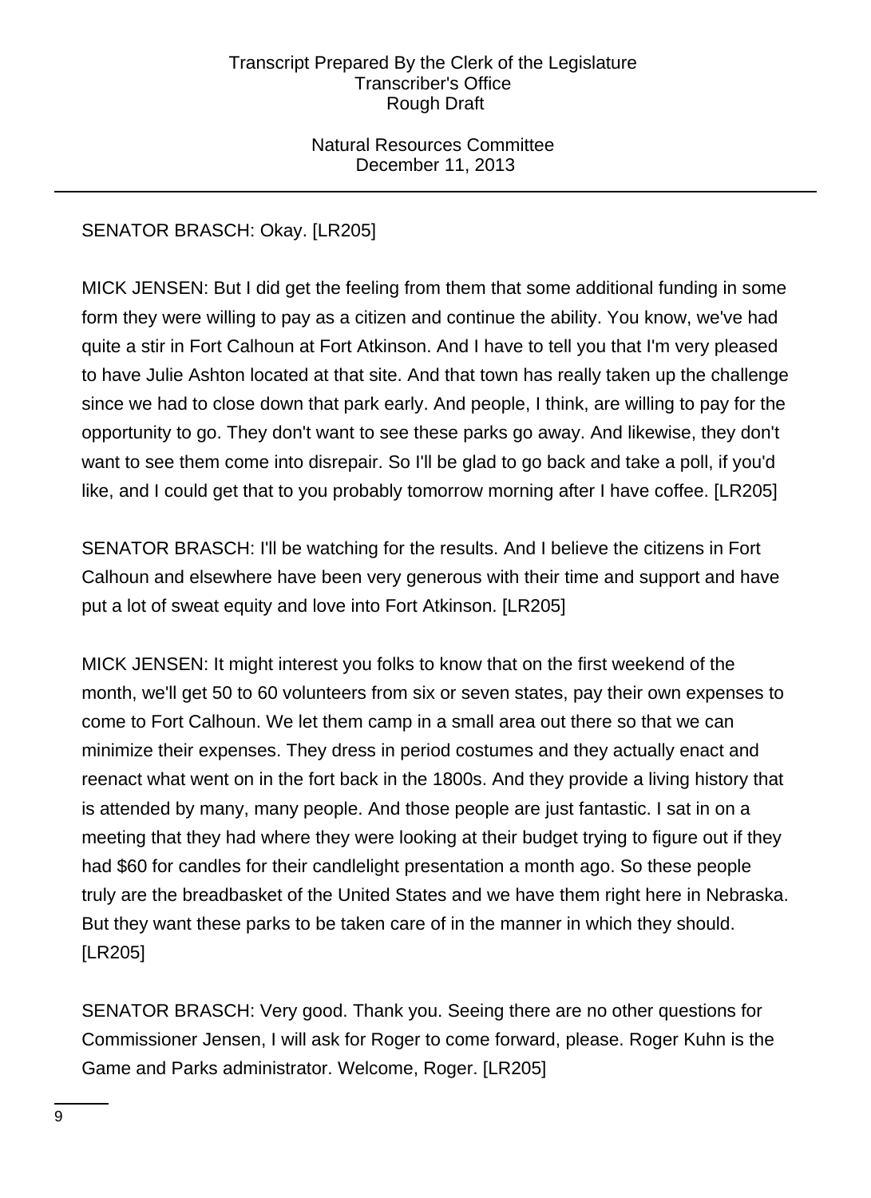SENATOR BRASCH: Okay. [LR205]

MICK JENSEN: But I did get the feeling from them that some additional funding in some form they were willing to pay as a citizen and continue the ability. You know, we've had quite a stir in Fort Calhoun at Fort Atkinson. And I have to tell you that I'm very pleased to have Julie Ashton located at that site. And that town has really taken up the challenge since we had to close down that park early. And people, I think, are willing to pay for the opportunity to go. They don't want to see these parks go away. And likewise, they don't want to see them come into disrepair. So I'll be glad to go back and take a poll, if you'd like, and I could get that to you probably tomorrow morning after I have coffee. [LR205]

SENATOR BRASCH: I'll be watching for the results. And I believe the citizens in Fort Calhoun and elsewhere have been very generous with their time and support and have put a lot of sweat equity and love into Fort Atkinson. [LR205]

MICK JENSEN: It might interest you folks to know that on the first weekend of the month, we'll get 50 to 60 volunteers from six or seven states, pay their own expenses to come to Fort Calhoun. We let them camp in a small area out there so that we can minimize their expenses. They dress in period costumes and they actually enact and reenact what went on in the fort back in the 1800s. And they provide a living history that is attended by many, many people. And those people are just fantastic. I sat in on a meeting that they had where they were looking at their budget trying to figure out if they had $60 for candles for their candlelight presentation a month ago. So these people truly are the breadbasket of the United States and we have them right here in Nebraska. But they want these parks to be taken care of in the manner in which they should. [LR205]

SENATOR BRASCH: Very good. Thank you. Seeing there are no other questions for Commissioner Jensen, I will ask for Roger to come forward, please. Roger Kuhn is the Game and Parks administrator. Welcome, Roger. [LR205]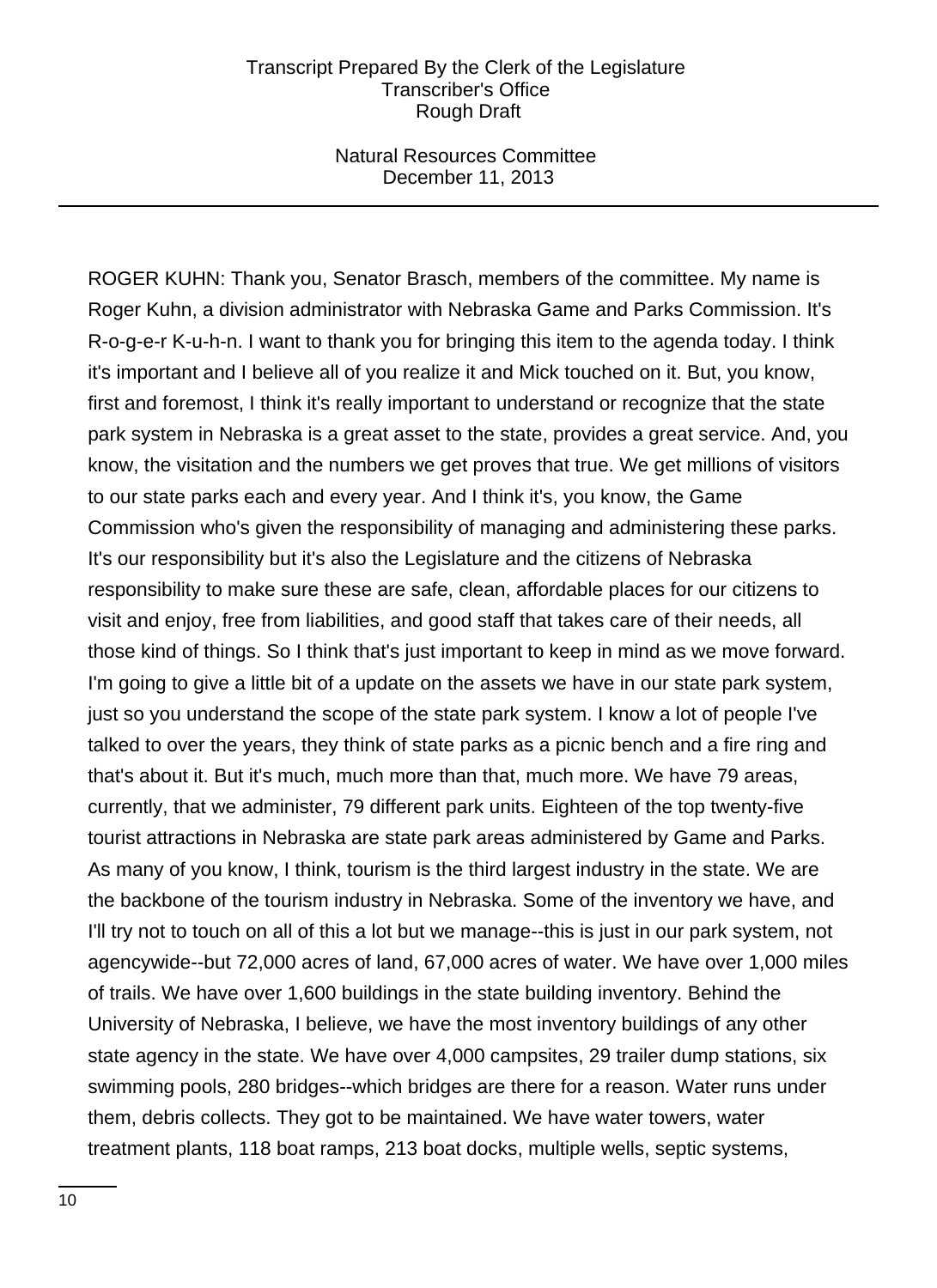ROGER KUHN: Thank you, Senator Brasch, members of the committee. My name is Roger Kuhn, a division administrator with Nebraska Game and Parks Commission. It's R-o-g-e-r K-u-h-n. I want to thank you for bringing this item to the agenda today. I think it's important and I believe all of you realize it and Mick touched on it. But, you know, first and foremost, I think it's really important to understand or recognize that the state park system in Nebraska is a great asset to the state, provides a great service. And, you know, the visitation and the numbers we get proves that true. We get millions of visitors to our state parks each and every year. And I think it's, you know, the Game Commission who's given the responsibility of managing and administering these parks. It's our responsibility but it's also the Legislature and the citizens of Nebraska responsibility to make sure these are safe, clean, affordable places for our citizens to visit and enjoy, free from liabilities, and good staff that takes care of their needs, all those kind of things. So I think that's just important to keep in mind as we move forward. I'm going to give a little bit of a update on the assets we have in our state park system, just so you understand the scope of the state park system. I know a lot of people I've talked to over the years, they think of state parks as a picnic bench and a fire ring and that's about it. But it's much, much more than that, much more. We have 79 areas, currently, that we administer, 79 different park units. Eighteen of the top twenty-five tourist attractions in Nebraska are state park areas administered by Game and Parks. As many of you know, I think, tourism is the third largest industry in the state. We are the backbone of the tourism industry in Nebraska. Some of the inventory we have, and I'll try not to touch on all of this a lot but we manage--this is just in our park system, not agencywide--but 72,000 acres of land, 67,000 acres of water. We have over 1,000 miles of trails. We have over 1,600 buildings in the state building inventory. Behind the University of Nebraska, I believe, we have the most inventory buildings of any other state agency in the state. We have over 4,000 campsites, 29 trailer dump stations, six swimming pools, 280 bridges--which bridges are there for a reason. Water runs under them, debris collects. They got to be maintained. We have water towers, water treatment plants, 118 boat ramps, 213 boat docks, multiple wells, septic systems,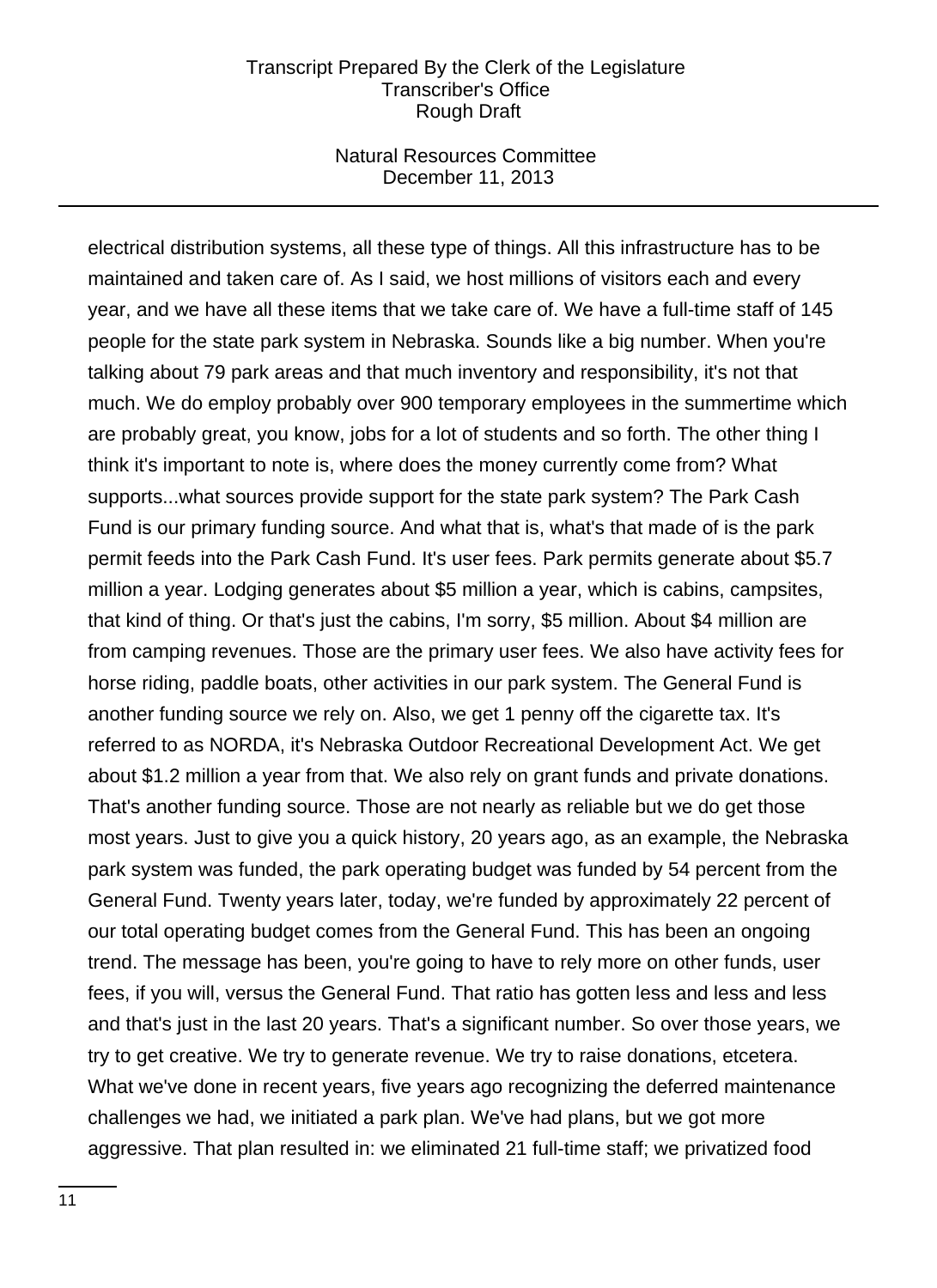electrical distribution systems, all these type of things. All this infrastructure has to be maintained and taken care of. As I said, we host millions of visitors each and every year, and we have all these items that we take care of. We have a full-time staff of 145 people for the state park system in Nebraska. Sounds like a big number. When you're talking about 79 park areas and that much inventory and responsibility, it's not that much. We do employ probably over 900 temporary employees in the summertime which are probably great, you know, jobs for a lot of students and so forth. The other thing I think it's important to note is, where does the money currently come from? What supports...what sources provide support for the state park system? The Park Cash Fund is our primary funding source. And what that is, what's that made of is the park permit feeds into the Park Cash Fund. It's user fees. Park permits generate about $5.7 million a year. Lodging generates about $5 million a year, which is cabins, campsites, that kind of thing. Or that's just the cabins, I'm sorry, $5 million. About $4 million are from camping revenues. Those are the primary user fees. We also have activity fees for horse riding, paddle boats, other activities in our park system. The General Fund is another funding source we rely on. Also, we get 1 penny off the cigarette tax. It's referred to as NORDA, it's Nebraska Outdoor Recreational Development Act. We get about $1.2 million a year from that. We also rely on grant funds and private donations. That's another funding source. Those are not nearly as reliable but we do get those most years. Just to give you a quick history, 20 years ago, as an example, the Nebraska park system was funded, the park operating budget was funded by 54 percent from the General Fund. Twenty years later, today, we're funded by approximately 22 percent of our total operating budget comes from the General Fund. This has been an ongoing trend. The message has been, you're going to have to rely more on other funds, user fees, if you will, versus the General Fund. That ratio has gotten less and less and less and that's just in the last 20 years. That's a significant number. So over those years, we try to get creative. We try to generate revenue. We try to raise donations, etcetera. What we've done in recent years, five years ago recognizing the deferred maintenance challenges we had, we initiated a park plan. We've had plans, but we got more aggressive. That plan resulted in: we eliminated 21 full-time staff; we privatized food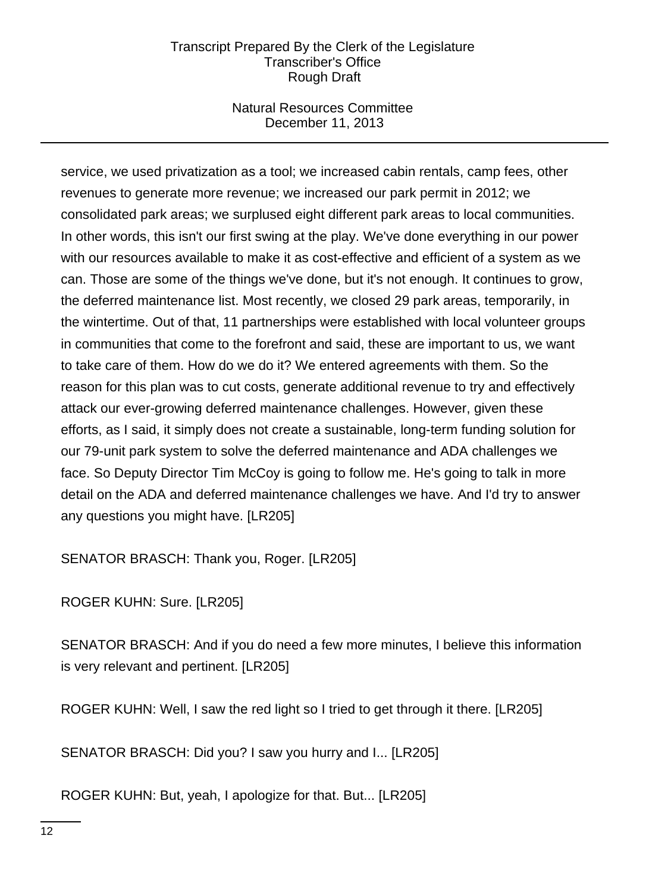service, we used privatization as a tool; we increased cabin rentals, camp fees, other revenues to generate more revenue; we increased our park permit in 2012; we consolidated park areas; we surplused eight different park areas to local communities. In other words, this isn't our first swing at the play. We've done everything in our power with our resources available to make it as cost-effective and efficient of a system as we can. Those are some of the things we've done, but it's not enough. It continues to grow, the deferred maintenance list. Most recently, we closed 29 park areas, temporarily, in the wintertime. Out of that, 11 partnerships were established with local volunteer groups in communities that come to the forefront and said, these are important to us, we want to take care of them. How do we do it? We entered agreements with them. So the reason for this plan was to cut costs, generate additional revenue to try and effectively attack our ever-growing deferred maintenance challenges. However, given these efforts, as I said, it simply does not create a sustainable, long-term funding solution for our 79-unit park system to solve the deferred maintenance and ADA challenges we face. So Deputy Director Tim McCoy is going to follow me. He's going to talk in more detail on the ADA and deferred maintenance challenges we have. And I'd try to answer any questions you might have. [LR205]

SENATOR BRASCH: Thank you, Roger. [LR205]

ROGER KUHN: Sure. [LR205]

SENATOR BRASCH: And if you do need a few more minutes, I believe this information is very relevant and pertinent. [LR205]

ROGER KUHN: Well, I saw the red light so I tried to get through it there. [LR205]

SENATOR BRASCH: Did you? I saw you hurry and I... [LR205]

ROGER KUHN: But, yeah, I apologize for that. But... [LR205]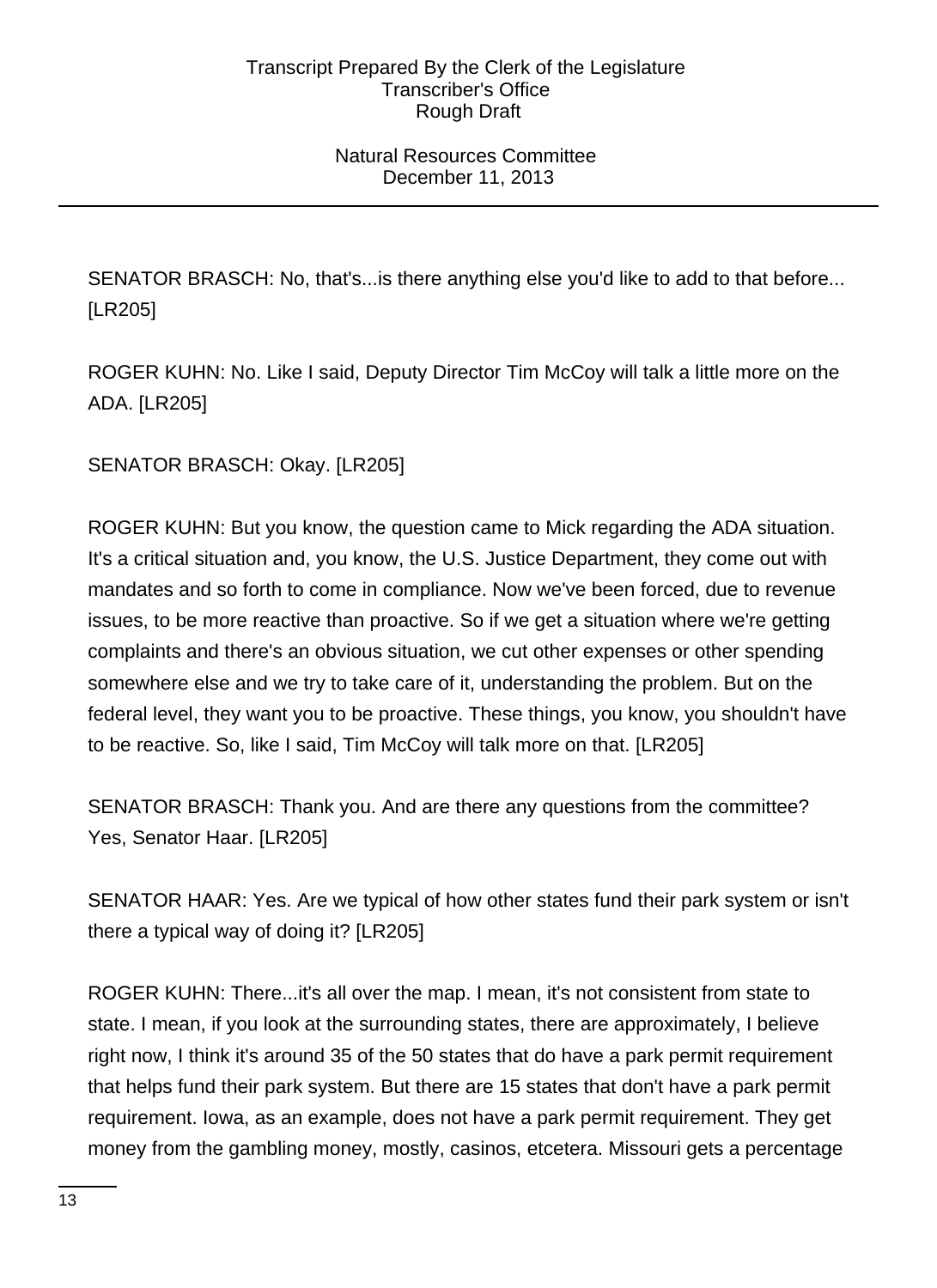SENATOR BRASCH: No, that's...is there anything else you'd like to add to that before... [LR205]

ROGER KUHN: No. Like I said, Deputy Director Tim McCoy will talk a little more on the ADA. [LR205]

SENATOR BRASCH: Okay. [LR205]

ROGER KUHN: But you know, the question came to Mick regarding the ADA situation. It's a critical situation and, you know, the U.S. Justice Department, they come out with mandates and so forth to come in compliance. Now we've been forced, due to revenue issues, to be more reactive than proactive. So if we get a situation where we're getting complaints and there's an obvious situation, we cut other expenses or other spending somewhere else and we try to take care of it, understanding the problem. But on the federal level, they want you to be proactive. These things, you know, you shouldn't have to be reactive. So, like I said, Tim McCoy will talk more on that. [LR205]

SENATOR BRASCH: Thank you. And are there any questions from the committee? Yes, Senator Haar. [LR205]

SENATOR HAAR: Yes. Are we typical of how other states fund their park system or isn't there a typical way of doing it? [LR205]

ROGER KUHN: There...it's all over the map. I mean, it's not consistent from state to state. I mean, if you look at the surrounding states, there are approximately, I believe right now, I think it's around 35 of the 50 states that do have a park permit requirement that helps fund their park system. But there are 15 states that don't have a park permit requirement. Iowa, as an example, does not have a park permit requirement. They get money from the gambling money, mostly, casinos, etcetera. Missouri gets a percentage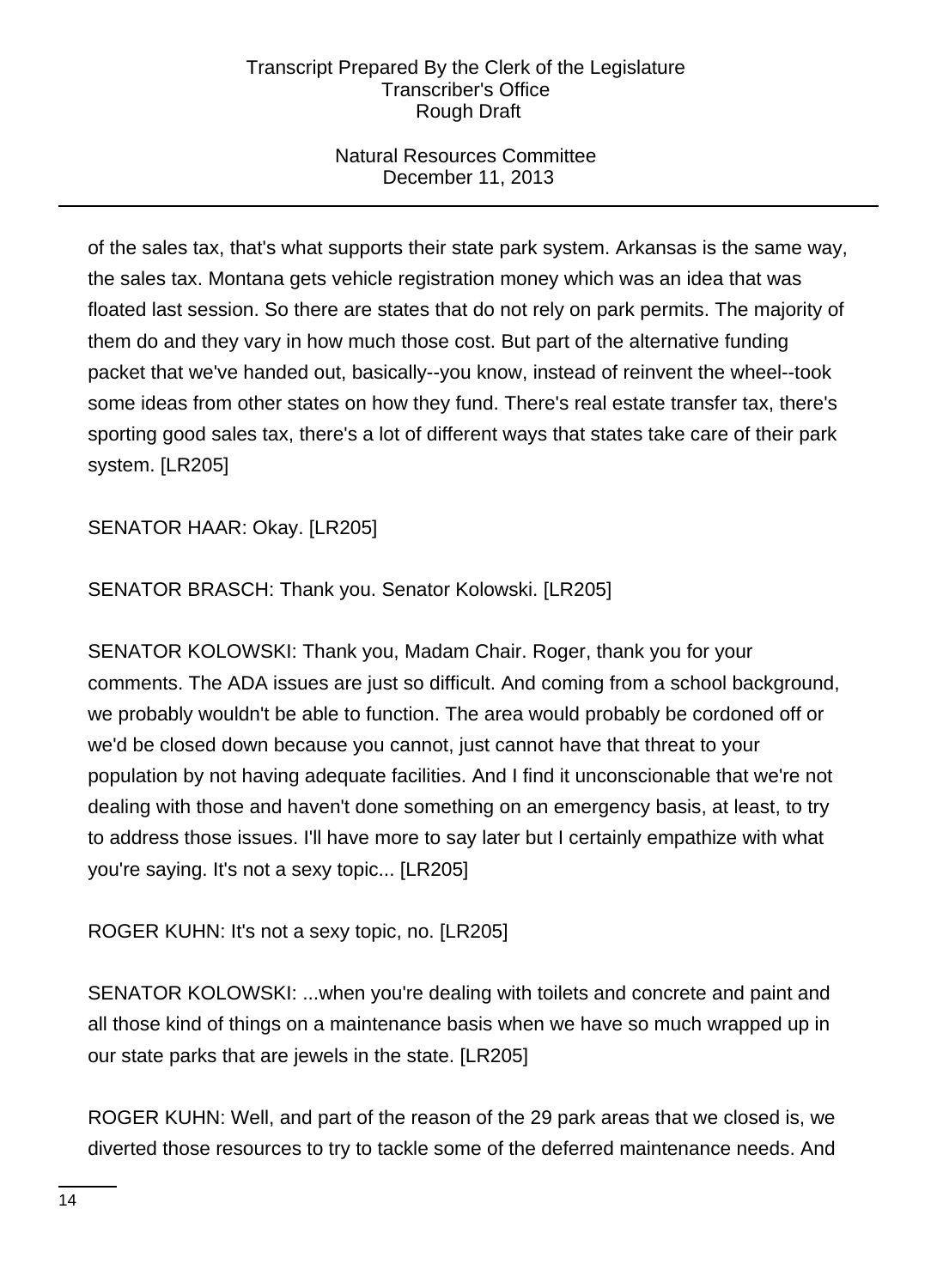of the sales tax, that's what supports their state park system. Arkansas is the same way, the sales tax. Montana gets vehicle registration money which was an idea that was floated last session. So there are states that do not rely on park permits. The majority of them do and they vary in how much those cost. But part of the alternative funding packet that we've handed out, basically--you know, instead of reinvent the wheel--took some ideas from other states on how they fund. There's real estate transfer tax, there's sporting good sales tax, there's a lot of different ways that states take care of their park system. [LR205]

SENATOR HAAR: Okay. [LR205]

SENATOR BRASCH: Thank you. Senator Kolowski. [LR205]

SENATOR KOLOWSKI: Thank you, Madam Chair. Roger, thank you for your comments. The ADA issues are just so difficult. And coming from a school background, we probably wouldn't be able to function. The area would probably be cordoned off or we'd be closed down because you cannot, just cannot have that threat to your population by not having adequate facilities. And I find it unconscionable that we're not dealing with those and haven't done something on an emergency basis, at least, to try to address those issues. I'll have more to say later but I certainly empathize with what you're saying. It's not a sexy topic... [LR205]

ROGER KUHN: It's not a sexy topic, no. [LR205]

SENATOR KOLOWSKI: ...when you're dealing with toilets and concrete and paint and all those kind of things on a maintenance basis when we have so much wrapped up in our state parks that are jewels in the state. [LR205]

ROGER KUHN: Well, and part of the reason of the 29 park areas that we closed is, we diverted those resources to try to tackle some of the deferred maintenance needs. And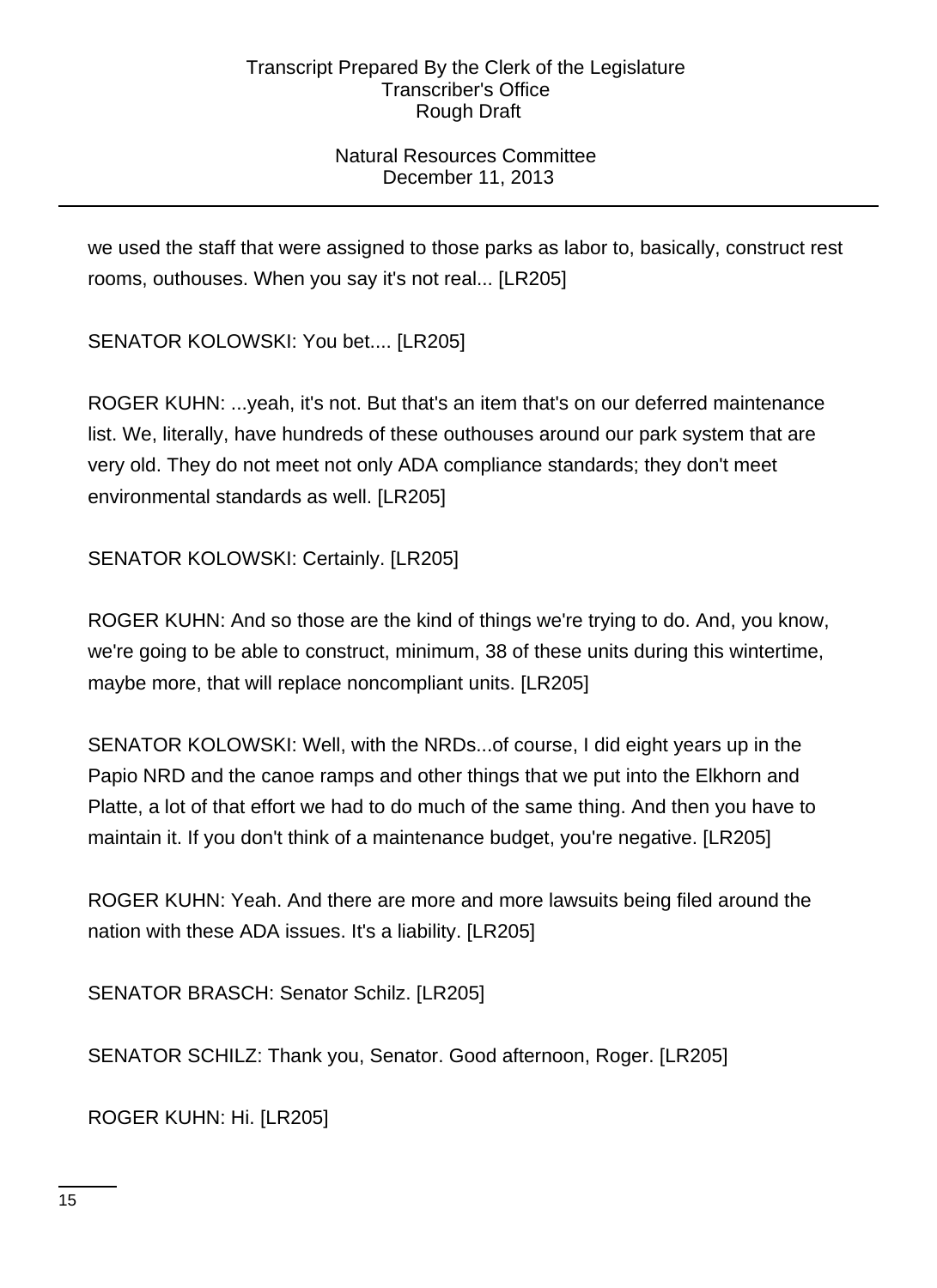we used the staff that were assigned to those parks as labor to, basically, construct rest rooms, outhouses. When you say it's not real... [LR205]

SENATOR KOLOWSKI: You bet.... [LR205]

ROGER KUHN: ...yeah, it's not. But that's an item that's on our deferred maintenance list. We, literally, have hundreds of these outhouses around our park system that are very old. They do not meet not only ADA compliance standards; they don't meet environmental standards as well. [LR205]

SENATOR KOLOWSKI: Certainly. [LR205]

ROGER KUHN: And so those are the kind of things we're trying to do. And, you know, we're going to be able to construct, minimum, 38 of these units during this wintertime, maybe more, that will replace noncompliant units. [LR205]

SENATOR KOLOWSKI: Well, with the NRDs...of course, I did eight years up in the Papio NRD and the canoe ramps and other things that we put into the Elkhorn and Platte, a lot of that effort we had to do much of the same thing. And then you have to maintain it. If you don't think of a maintenance budget, you're negative. [LR205]

ROGER KUHN: Yeah. And there are more and more lawsuits being filed around the nation with these ADA issues. It's a liability. [LR205]

SENATOR BRASCH: Senator Schilz. [LR205]

SENATOR SCHILZ: Thank you, Senator. Good afternoon, Roger. [LR205]

ROGER KUHN: Hi. [LR205]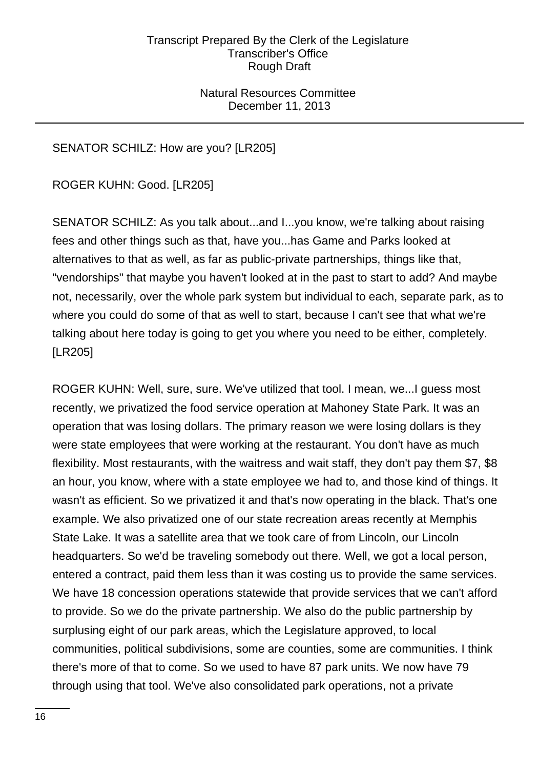SENATOR SCHILZ: How are you? [LR205]

ROGER KUHN: Good. [LR205]

SENATOR SCHILZ: As you talk about...and I...you know, we're talking about raising fees and other things such as that, have you...has Game and Parks looked at alternatives to that as well, as far as public-private partnerships, things like that, "vendorships" that maybe you haven't looked at in the past to start to add? And maybe not, necessarily, over the whole park system but individual to each, separate park, as to where you could do some of that as well to start, because I can't see that what we're talking about here today is going to get you where you need to be either, completely. [LR205]

ROGER KUHN: Well, sure, sure. We've utilized that tool. I mean, we...I guess most recently, we privatized the food service operation at Mahoney State Park. It was an operation that was losing dollars. The primary reason we were losing dollars is they were state employees that were working at the restaurant. You don't have as much flexibility. Most restaurants, with the waitress and wait staff, they don't pay them $7, $8 an hour, you know, where with a state employee we had to, and those kind of things. It wasn't as efficient. So we privatized it and that's now operating in the black. That's one example. We also privatized one of our state recreation areas recently at Memphis State Lake. It was a satellite area that we took care of from Lincoln, our Lincoln headquarters. So we'd be traveling somebody out there. Well, we got a local person, entered a contract, paid them less than it was costing us to provide the same services. We have 18 concession operations statewide that provide services that we can't afford to provide. So we do the private partnership. We also do the public partnership by surplusing eight of our park areas, which the Legislature approved, to local communities, political subdivisions, some are counties, some are communities. I think there's more of that to come. So we used to have 87 park units. We now have 79 through using that tool. We've also consolidated park operations, not a private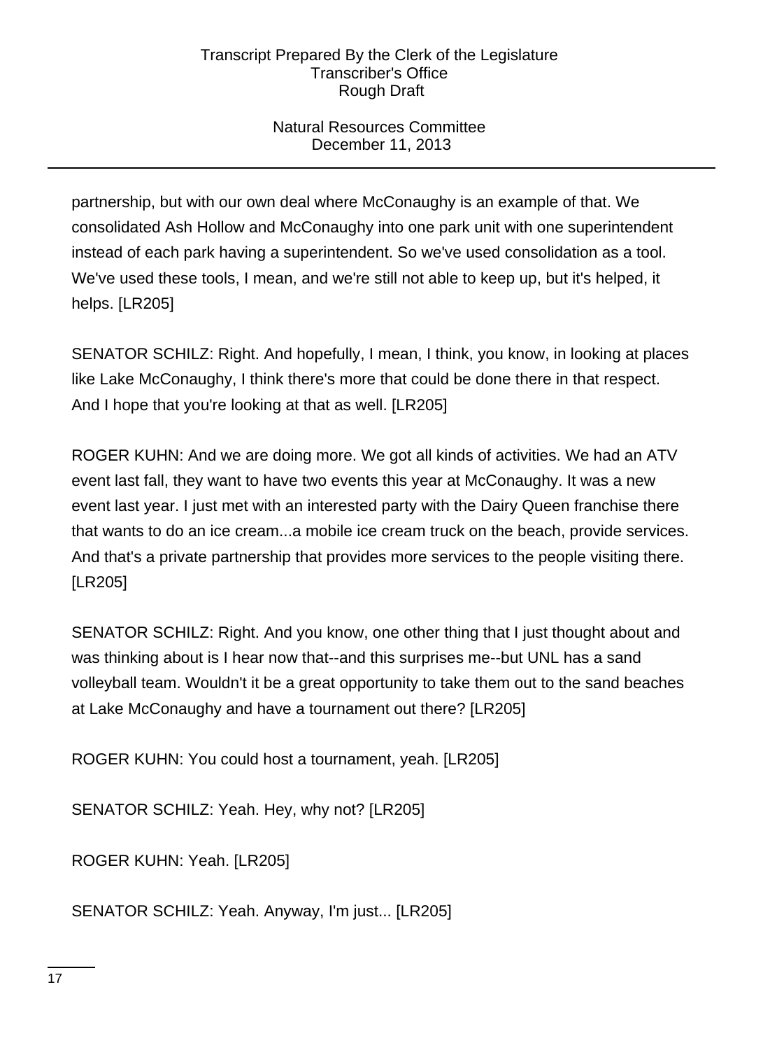partnership, but with our own deal where McConaughy is an example of that. We consolidated Ash Hollow and McConaughy into one park unit with one superintendent instead of each park having a superintendent. So we've used consolidation as a tool. We've used these tools, I mean, and we're still not able to keep up, but it's helped, it helps. [LR205]

SENATOR SCHILZ: Right. And hopefully, I mean, I think, you know, in looking at places like Lake McConaughy, I think there's more that could be done there in that respect. And I hope that you're looking at that as well. [LR205]

ROGER KUHN: And we are doing more. We got all kinds of activities. We had an ATV event last fall, they want to have two events this year at McConaughy. It was a new event last year. I just met with an interested party with the Dairy Queen franchise there that wants to do an ice cream...a mobile ice cream truck on the beach, provide services. And that's a private partnership that provides more services to the people visiting there. [LR205]

SENATOR SCHILZ: Right. And you know, one other thing that I just thought about and was thinking about is I hear now that--and this surprises me--but UNL has a sand volleyball team. Wouldn't it be a great opportunity to take them out to the sand beaches at Lake McConaughy and have a tournament out there? [LR205]

ROGER KUHN: You could host a tournament, yeah. [LR205]

SENATOR SCHILZ: Yeah. Hey, why not? [LR205]

ROGER KUHN: Yeah. [LR205]

SENATOR SCHILZ: Yeah. Anyway, I'm just... [LR205]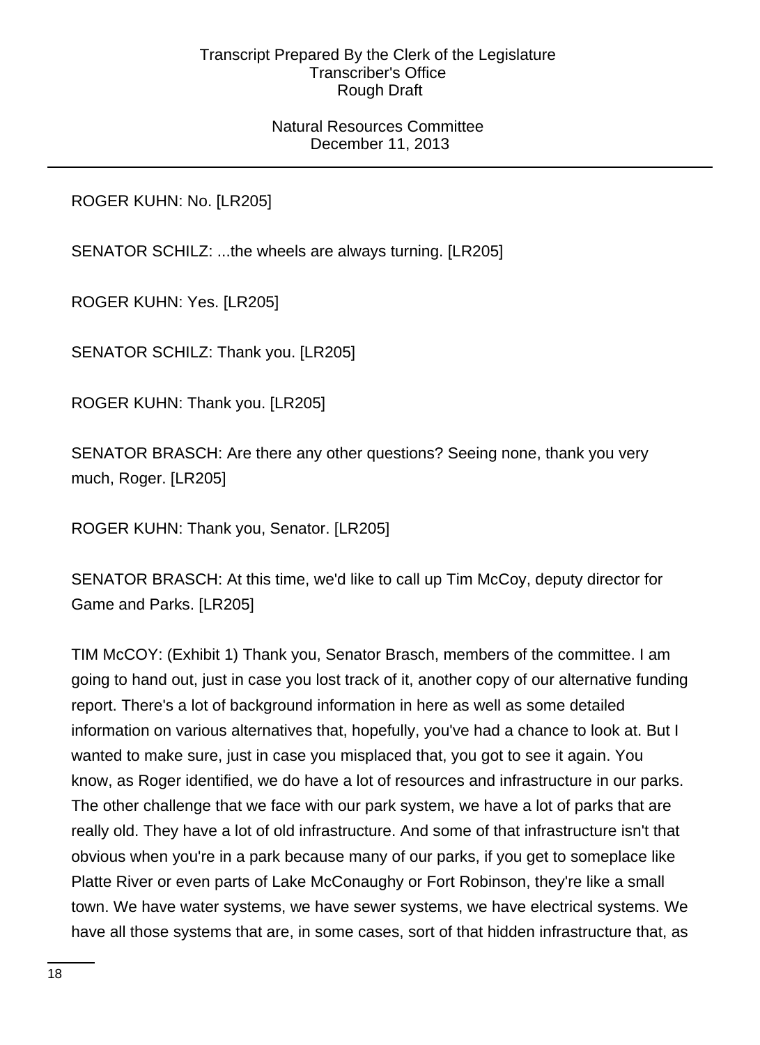ROGER KUHN: No. [LR205]

SENATOR SCHILZ: ...the wheels are always turning. [LR205]

ROGER KUHN: Yes. [LR205]

SENATOR SCHILZ: Thank you. [LR205]

ROGER KUHN: Thank you. [LR205]

SENATOR BRASCH: Are there any other questions? Seeing none, thank you very much, Roger. [LR205]

ROGER KUHN: Thank you, Senator. [LR205]

SENATOR BRASCH: At this time, we'd like to call up Tim McCoy, deputy director for Game and Parks. [LR205]

TIM McCOY: (Exhibit 1) Thank you, Senator Brasch, members of the committee. I am going to hand out, just in case you lost track of it, another copy of our alternative funding report. There's a lot of background information in here as well as some detailed information on various alternatives that, hopefully, you've had a chance to look at. But I wanted to make sure, just in case you misplaced that, you got to see it again. You know, as Roger identified, we do have a lot of resources and infrastructure in our parks. The other challenge that we face with our park system, we have a lot of parks that are really old. They have a lot of old infrastructure. And some of that infrastructure isn't that obvious when you're in a park because many of our parks, if you get to someplace like Platte River or even parts of Lake McConaughy or Fort Robinson, they're like a small town. We have water systems, we have sewer systems, we have electrical systems. We have all those systems that are, in some cases, sort of that hidden infrastructure that, as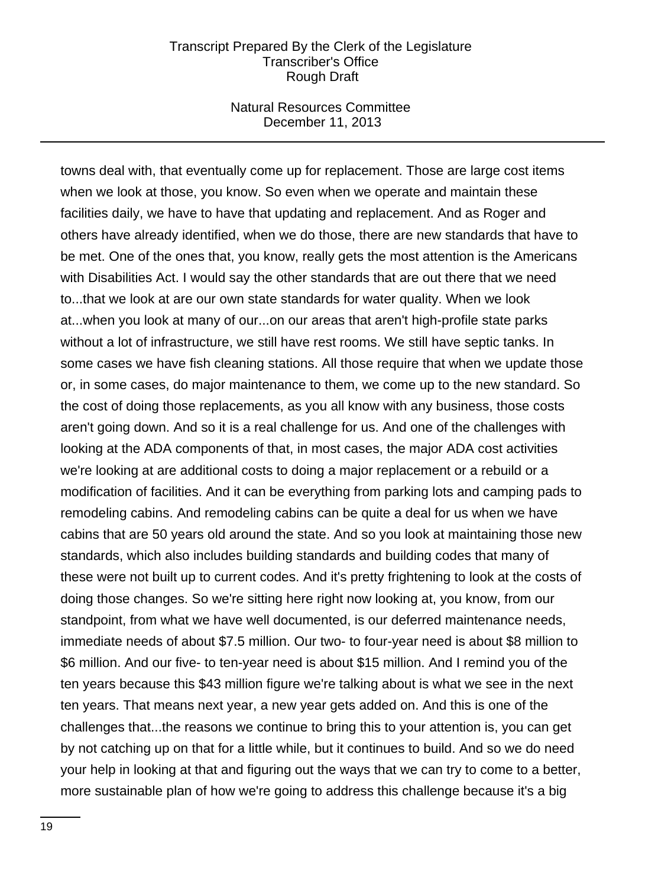towns deal with, that eventually come up for replacement. Those are large cost items when we look at those, you know. So even when we operate and maintain these facilities daily, we have to have that updating and replacement. And as Roger and others have already identified, when we do those, there are new standards that have to be met. One of the ones that, you know, really gets the most attention is the Americans with Disabilities Act. I would say the other standards that are out there that we need to...that we look at are our own state standards for water quality. When we look at...when you look at many of our...on our areas that aren't high-profile state parks without a lot of infrastructure, we still have rest rooms. We still have septic tanks. In some cases we have fish cleaning stations. All those require that when we update those or, in some cases, do major maintenance to them, we come up to the new standard. So the cost of doing those replacements, as you all know with any business, those costs aren't going down. And so it is a real challenge for us. And one of the challenges with looking at the ADA components of that, in most cases, the major ADA cost activities we're looking at are additional costs to doing a major replacement or a rebuild or a modification of facilities. And it can be everything from parking lots and camping pads to remodeling cabins. And remodeling cabins can be quite a deal for us when we have cabins that are 50 years old around the state. And so you look at maintaining those new standards, which also includes building standards and building codes that many of these were not built up to current codes. And it's pretty frightening to look at the costs of doing those changes. So we're sitting here right now looking at, you know, from our standpoint, from what we have well documented, is our deferred maintenance needs, immediate needs of about $7.5 million. Our two- to four-year need is about $8 million to $6 million. And our five- to ten-year need is about $15 million. And I remind you of the ten years because this $43 million figure we're talking about is what we see in the next ten years. That means next year, a new year gets added on. And this is one of the challenges that...the reasons we continue to bring this to your attention is, you can get by not catching up on that for a little while, but it continues to build. And so we do need your help in looking at that and figuring out the ways that we can try to come to a better, more sustainable plan of how we're going to address this challenge because it's a big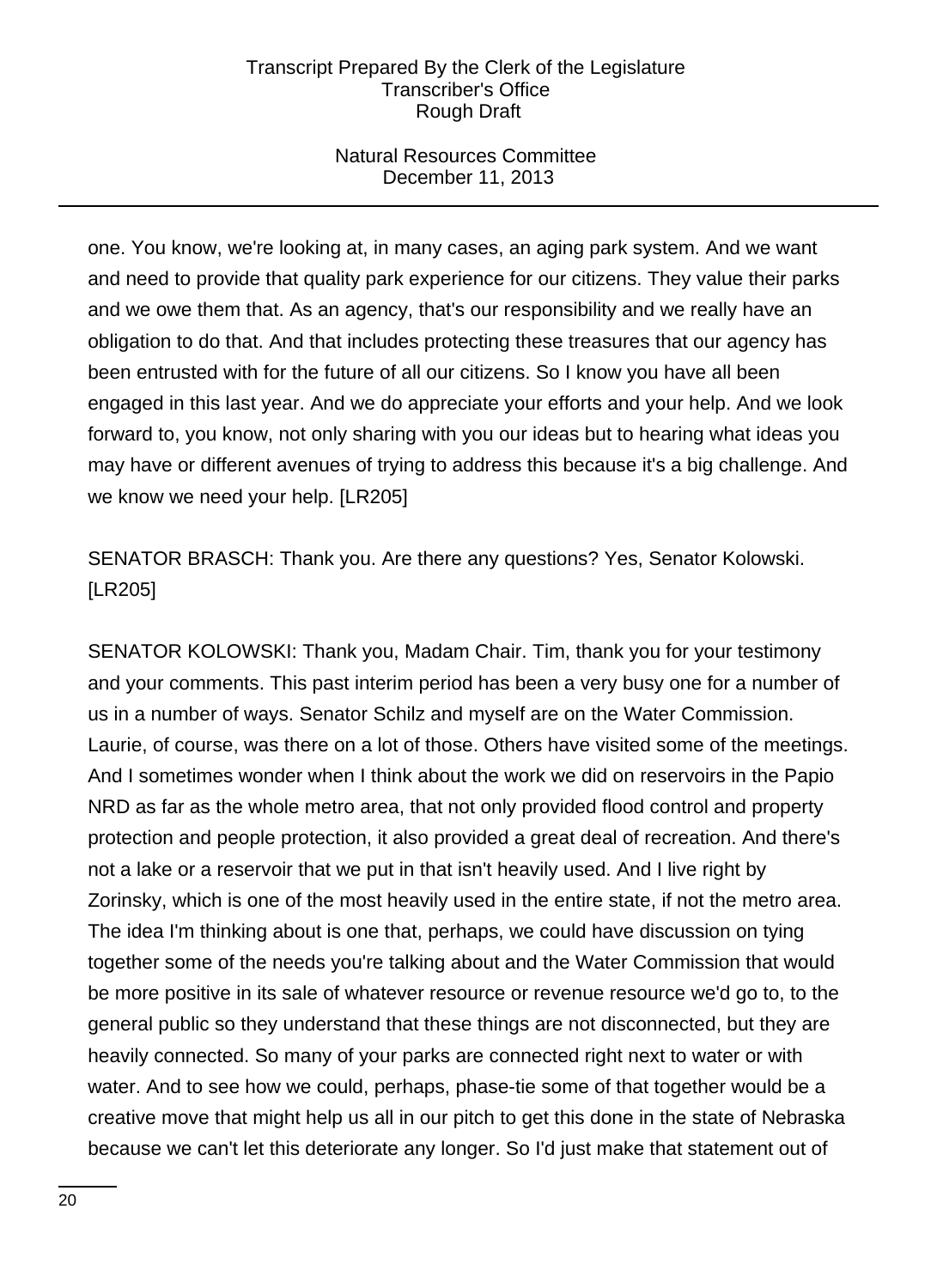one. You know, we're looking at, in many cases, an aging park system. And we want and need to provide that quality park experience for our citizens. They value their parks and we owe them that. As an agency, that's our responsibility and we really have an obligation to do that. And that includes protecting these treasures that our agency has been entrusted with for the future of all our citizens. So I know you have all been engaged in this last year. And we do appreciate your efforts and your help. And we look forward to, you know, not only sharing with you our ideas but to hearing what ideas you may have or different avenues of trying to address this because it's a big challenge. And we know we need your help. [LR205]

SENATOR BRASCH: Thank you. Are there any questions? Yes, Senator Kolowski. [LR205]

SENATOR KOLOWSKI: Thank you, Madam Chair. Tim, thank you for your testimony and your comments. This past interim period has been a very busy one for a number of us in a number of ways. Senator Schilz and myself are on the Water Commission. Laurie, of course, was there on a lot of those. Others have visited some of the meetings. And I sometimes wonder when I think about the work we did on reservoirs in the Papio NRD as far as the whole metro area, that not only provided flood control and property protection and people protection, it also provided a great deal of recreation. And there's not a lake or a reservoir that we put in that isn't heavily used. And I live right by Zorinsky, which is one of the most heavily used in the entire state, if not the metro area. The idea I'm thinking about is one that, perhaps, we could have discussion on tying together some of the needs you're talking about and the Water Commission that would be more positive in its sale of whatever resource or revenue resource we'd go to, to the general public so they understand that these things are not disconnected, but they are heavily connected. So many of your parks are connected right next to water or with water. And to see how we could, perhaps, phase-tie some of that together would be a creative move that might help us all in our pitch to get this done in the state of Nebraska because we can't let this deteriorate any longer. So I'd just make that statement out of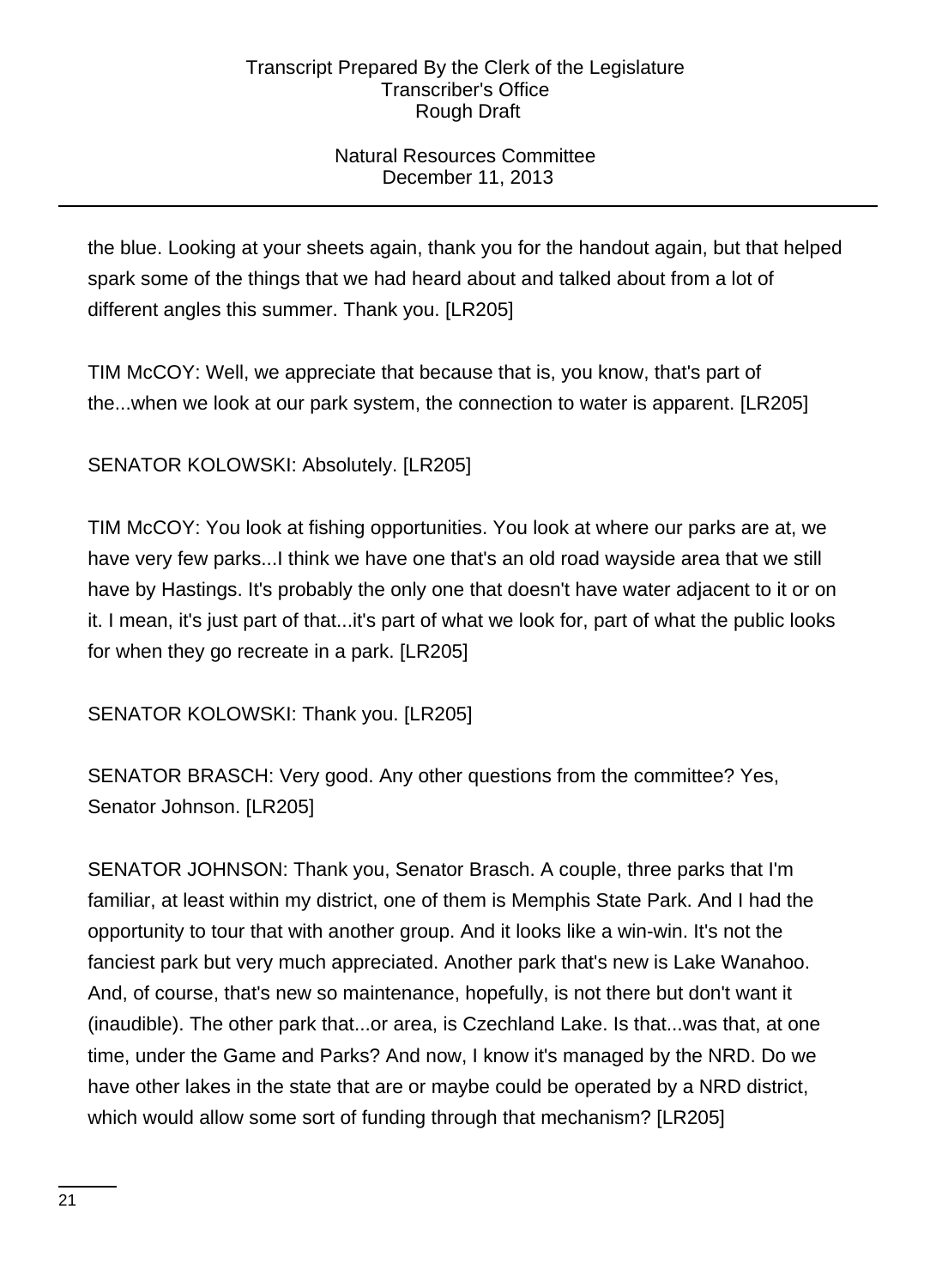the blue. Looking at your sheets again, thank you for the handout again, but that helped spark some of the things that we had heard about and talked about from a lot of different angles this summer. Thank you. [LR205]

TIM McCOY: Well, we appreciate that because that is, you know, that's part of the...when we look at our park system, the connection to water is apparent. [LR205]

SENATOR KOLOWSKI: Absolutely. [LR205]

TIM McCOY: You look at fishing opportunities. You look at where our parks are at, we have very few parks...I think we have one that's an old road wayside area that we still have by Hastings. It's probably the only one that doesn't have water adjacent to it or on it. I mean, it's just part of that...it's part of what we look for, part of what the public looks for when they go recreate in a park. [LR205]

SENATOR KOLOWSKI: Thank you. [LR205]

SENATOR BRASCH: Very good. Any other questions from the committee? Yes, Senator Johnson. [LR205]

SENATOR JOHNSON: Thank you, Senator Brasch. A couple, three parks that I'm familiar, at least within my district, one of them is Memphis State Park. And I had the opportunity to tour that with another group. And it looks like a win-win. It's not the fanciest park but very much appreciated. Another park that's new is Lake Wanahoo. And, of course, that's new so maintenance, hopefully, is not there but don't want it (inaudible). The other park that...or area, is Czechland Lake. Is that...was that, at one time, under the Game and Parks? And now, I know it's managed by the NRD. Do we have other lakes in the state that are or maybe could be operated by a NRD district, which would allow some sort of funding through that mechanism? [LR205]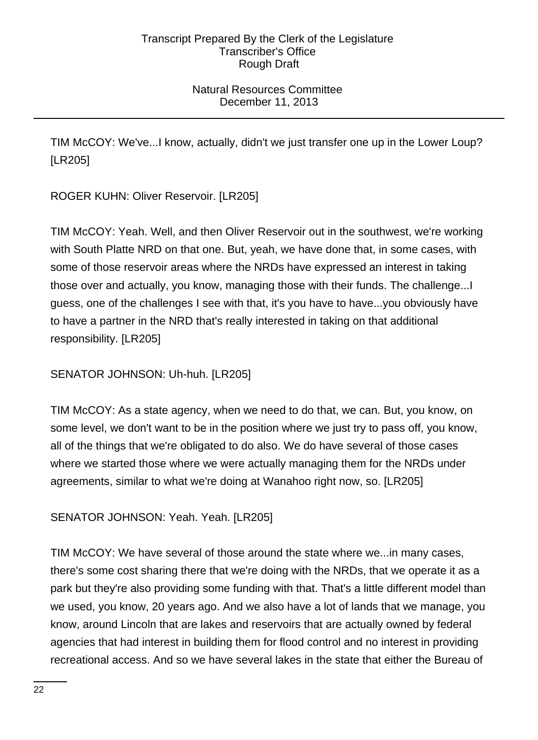TIM McCOY: We've...I know, actually, didn't we just transfer one up in the Lower Loup? [LR205]

ROGER KUHN: Oliver Reservoir. [LR205]

TIM McCOY: Yeah. Well, and then Oliver Reservoir out in the southwest, we're working with South Platte NRD on that one. But, yeah, we have done that, in some cases, with some of those reservoir areas where the NRDs have expressed an interest in taking those over and actually, you know, managing those with their funds. The challenge...I guess, one of the challenges I see with that, it's you have to have...you obviously have to have a partner in the NRD that's really interested in taking on that additional responsibility. [LR205]

SENATOR JOHNSON: Uh-huh. [LR205]

TIM McCOY: As a state agency, when we need to do that, we can. But, you know, on some level, we don't want to be in the position where we just try to pass off, you know, all of the things that we're obligated to do also. We do have several of those cases where we started those where we were actually managing them for the NRDs under agreements, similar to what we're doing at Wanahoo right now, so. [LR205]

SENATOR JOHNSON: Yeah. Yeah. [LR205]

TIM McCOY: We have several of those around the state where we...in many cases, there's some cost sharing there that we're doing with the NRDs, that we operate it as a park but they're also providing some funding with that. That's a little different model than we used, you know, 20 years ago. And we also have a lot of lands that we manage, you know, around Lincoln that are lakes and reservoirs that are actually owned by federal agencies that had interest in building them for flood control and no interest in providing recreational access. And so we have several lakes in the state that either the Bureau of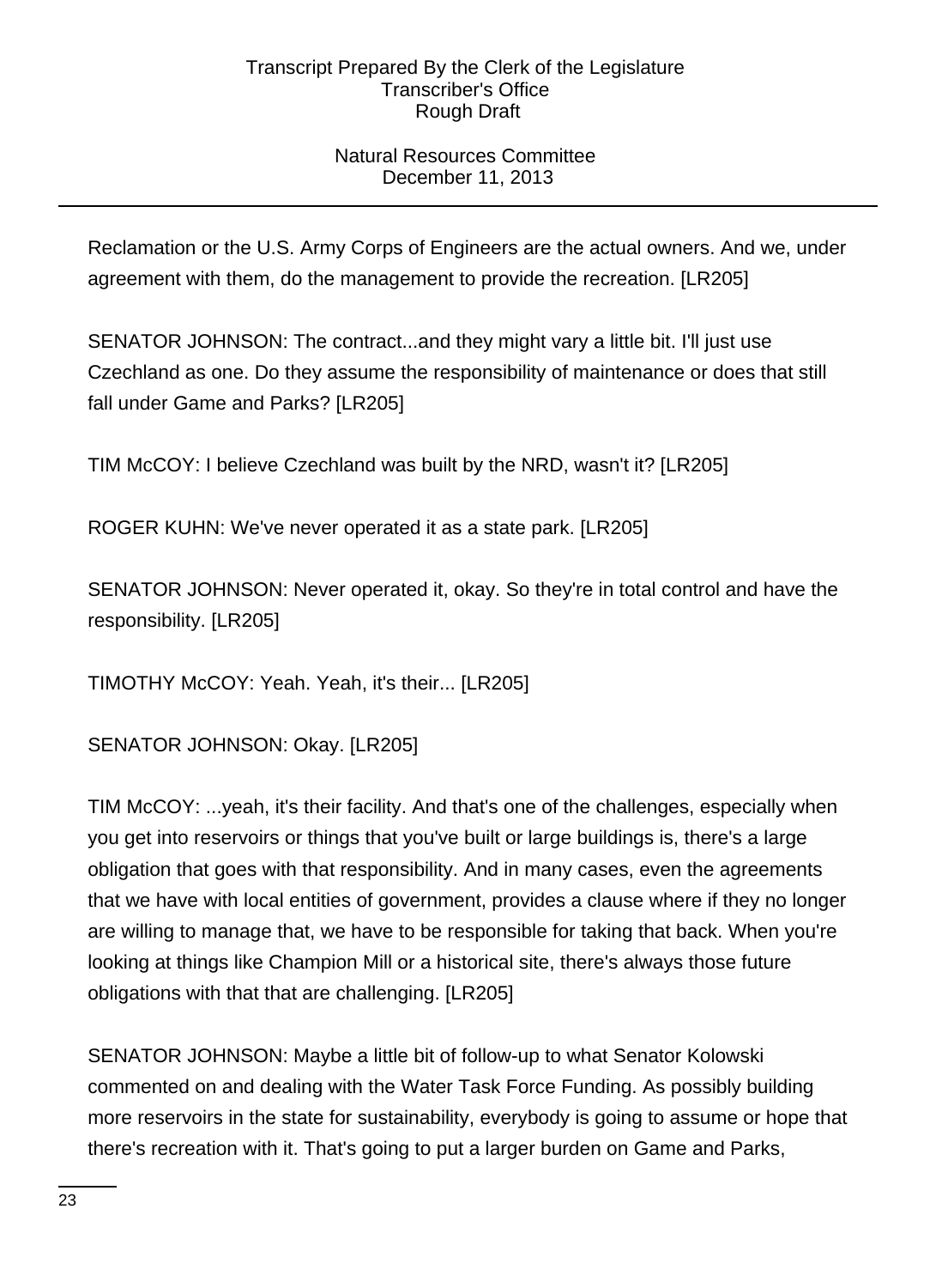Reclamation or the U.S. Army Corps of Engineers are the actual owners. And we, under agreement with them, do the management to provide the recreation. [LR205]

SENATOR JOHNSON: The contract...and they might vary a little bit. I'll just use Czechland as one. Do they assume the responsibility of maintenance or does that still fall under Game and Parks? [LR205]

TIM McCOY: I believe Czechland was built by the NRD, wasn't it? [LR205]

ROGER KUHN: We've never operated it as a state park. [LR205]

SENATOR JOHNSON: Never operated it, okay. So they're in total control and have the responsibility. [LR205]

TIMOTHY McCOY: Yeah. Yeah, it's their... [LR205]

SENATOR JOHNSON: Okay. [LR205]

TIM McCOY: ...yeah, it's their facility. And that's one of the challenges, especially when you get into reservoirs or things that you've built or large buildings is, there's a large obligation that goes with that responsibility. And in many cases, even the agreements that we have with local entities of government, provides a clause where if they no longer are willing to manage that, we have to be responsible for taking that back. When you're looking at things like Champion Mill or a historical site, there's always those future obligations with that that are challenging. [LR205]

SENATOR JOHNSON: Maybe a little bit of follow-up to what Senator Kolowski commented on and dealing with the Water Task Force Funding. As possibly building more reservoirs in the state for sustainability, everybody is going to assume or hope that there's recreation with it. That's going to put a larger burden on Game and Parks,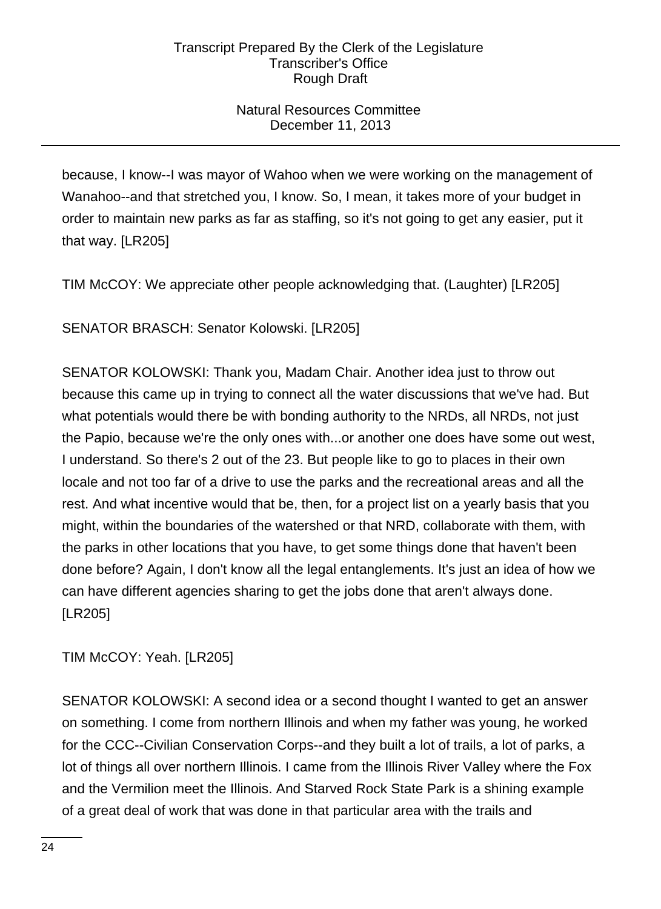because, I know--I was mayor of Wahoo when we were working on the management of Wanahoo--and that stretched you, I know. So, I mean, it takes more of your budget in order to maintain new parks as far as staffing, so it's not going to get any easier, put it that way. [LR205]

TIM McCOY: We appreciate other people acknowledging that. (Laughter) [LR205]

SENATOR BRASCH: Senator Kolowski. [LR205]

SENATOR KOLOWSKI: Thank you, Madam Chair. Another idea just to throw out because this came up in trying to connect all the water discussions that we've had. But what potentials would there be with bonding authority to the NRDs, all NRDs, not just the Papio, because we're the only ones with...or another one does have some out west, I understand. So there's 2 out of the 23. But people like to go to places in their own locale and not too far of a drive to use the parks and the recreational areas and all the rest. And what incentive would that be, then, for a project list on a yearly basis that you might, within the boundaries of the watershed or that NRD, collaborate with them, with the parks in other locations that you have, to get some things done that haven't been done before? Again, I don't know all the legal entanglements. It's just an idea of how we can have different agencies sharing to get the jobs done that aren't always done. [LR205]

TIM McCOY: Yeah. [LR205]

SENATOR KOLOWSKI: A second idea or a second thought I wanted to get an answer on something. I come from northern Illinois and when my father was young, he worked for the CCC--Civilian Conservation Corps--and they built a lot of trails, a lot of parks, a lot of things all over northern Illinois. I came from the Illinois River Valley where the Fox and the Vermilion meet the Illinois. And Starved Rock State Park is a shining example of a great deal of work that was done in that particular area with the trails and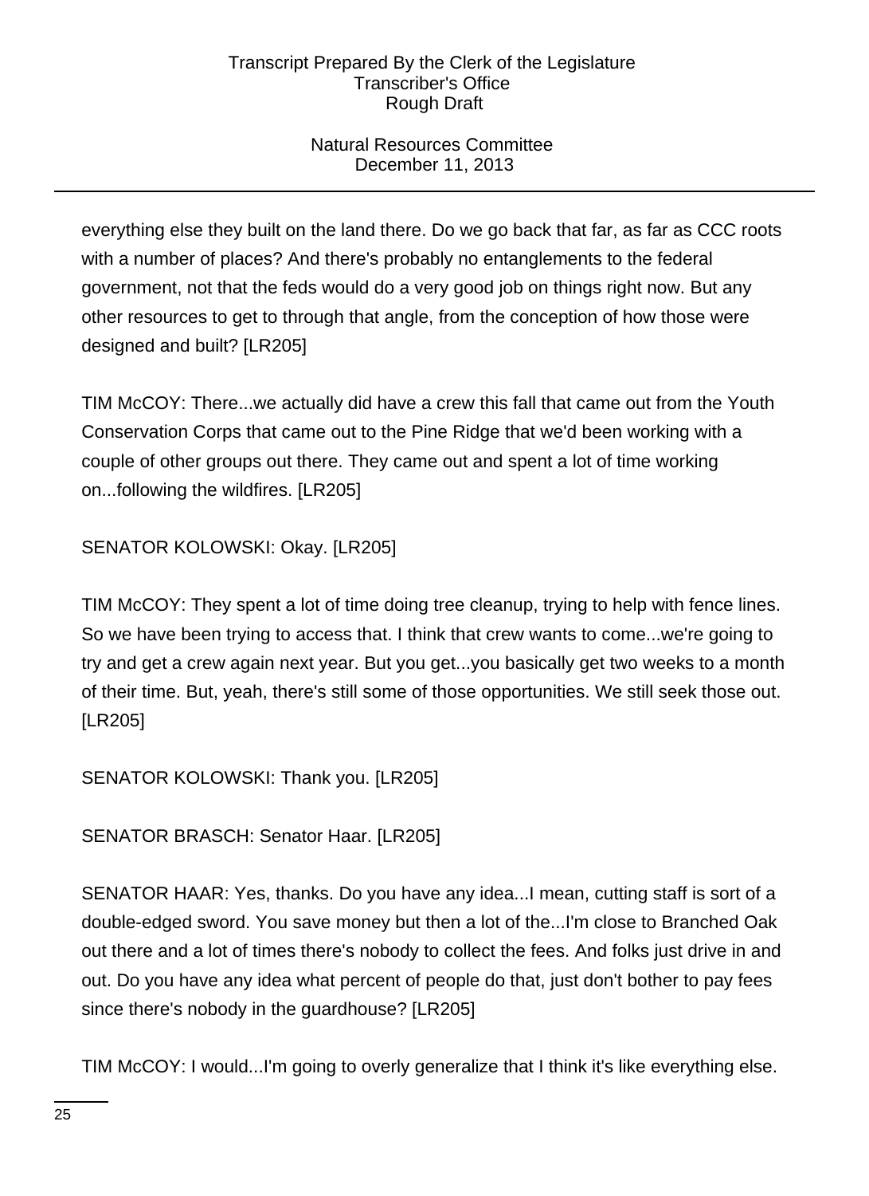everything else they built on the land there. Do we go back that far, as far as CCC roots with a number of places? And there's probably no entanglements to the federal government, not that the feds would do a very good job on things right now. But any other resources to get to through that angle, from the conception of how those were designed and built? [LR205]

TIM McCOY: There...we actually did have a crew this fall that came out from the Youth Conservation Corps that came out to the Pine Ridge that we'd been working with a couple of other groups out there. They came out and spent a lot of time working on...following the wildfires. [LR205]

SENATOR KOLOWSKI: Okay. [LR205]

TIM McCOY: They spent a lot of time doing tree cleanup, trying to help with fence lines. So we have been trying to access that. I think that crew wants to come...we're going to try and get a crew again next year. But you get...you basically get two weeks to a month of their time. But, yeah, there's still some of those opportunities. We still seek those out. [LR205]

SENATOR KOLOWSKI: Thank you. [LR205]

SENATOR BRASCH: Senator Haar. [LR205]

SENATOR HAAR: Yes, thanks. Do you have any idea...I mean, cutting staff is sort of a double-edged sword. You save money but then a lot of the...I'm close to Branched Oak out there and a lot of times there's nobody to collect the fees. And folks just drive in and out. Do you have any idea what percent of people do that, just don't bother to pay fees since there's nobody in the guardhouse? [LR205]

TIM McCOY: I would...I'm going to overly generalize that I think it's like everything else.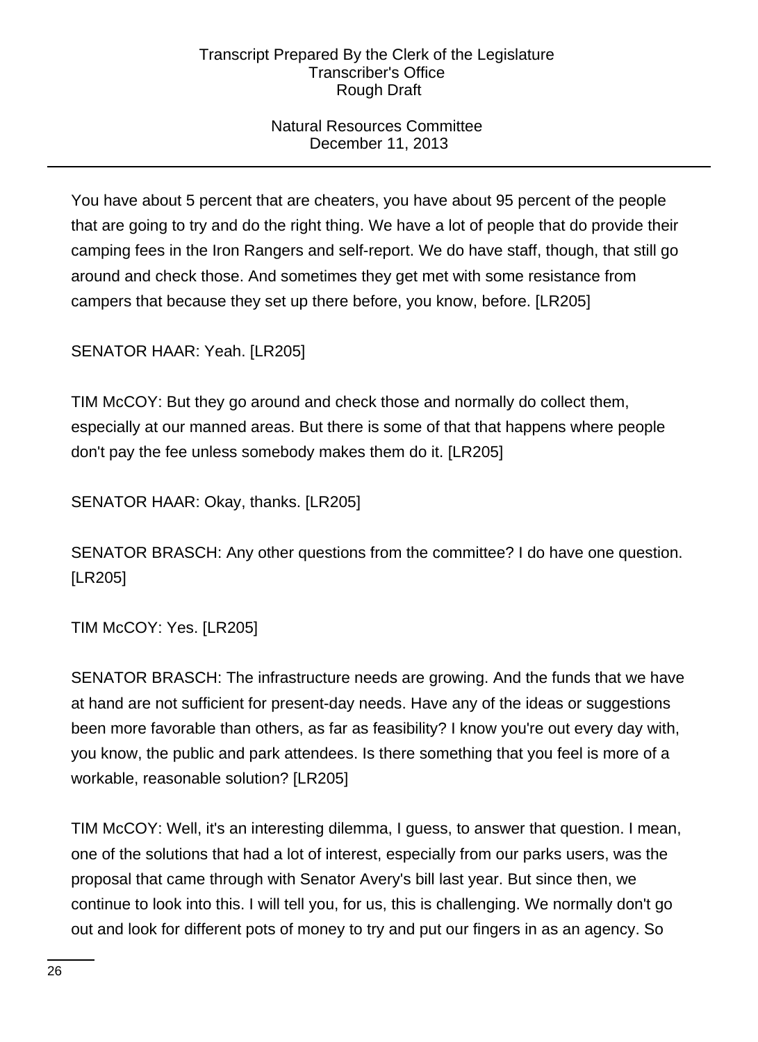You have about 5 percent that are cheaters, you have about 95 percent of the people that are going to try and do the right thing. We have a lot of people that do provide their camping fees in the Iron Rangers and self-report. We do have staff, though, that still go around and check those. And sometimes they get met with some resistance from campers that because they set up there before, you know, before. [LR205]

SENATOR HAAR: Yeah. [LR205]

TIM McCOY: But they go around and check those and normally do collect them, especially at our manned areas. But there is some of that that happens where people don't pay the fee unless somebody makes them do it. [LR205]

SENATOR HAAR: Okay, thanks. [LR205]

SENATOR BRASCH: Any other questions from the committee? I do have one question. [LR205]

TIM McCOY: Yes. [LR205]

SENATOR BRASCH: The infrastructure needs are growing. And the funds that we have at hand are not sufficient for present-day needs. Have any of the ideas or suggestions been more favorable than others, as far as feasibility? I know you're out every day with, you know, the public and park attendees. Is there something that you feel is more of a workable, reasonable solution? [LR205]

TIM McCOY: Well, it's an interesting dilemma, I guess, to answer that question. I mean, one of the solutions that had a lot of interest, especially from our parks users, was the proposal that came through with Senator Avery's bill last year. But since then, we continue to look into this. I will tell you, for us, this is challenging. We normally don't go out and look for different pots of money to try and put our fingers in as an agency. So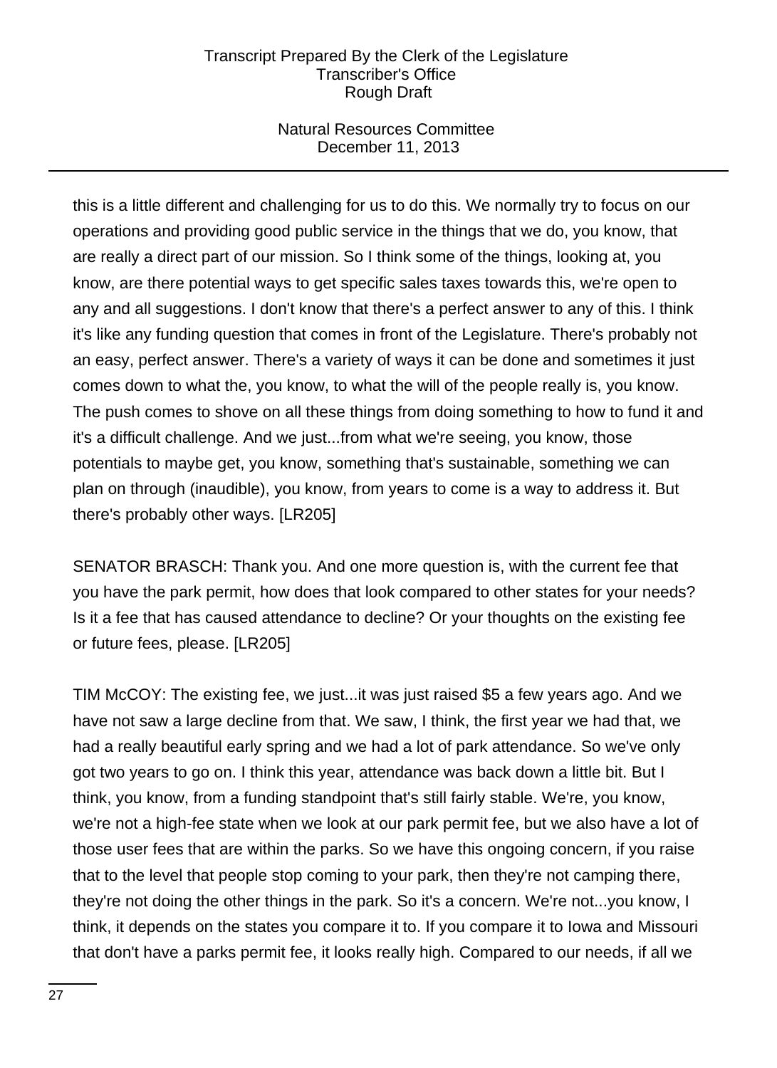this is a little different and challenging for us to do this. We normally try to focus on our operations and providing good public service in the things that we do, you know, that are really a direct part of our mission. So I think some of the things, looking at, you know, are there potential ways to get specific sales taxes towards this, we're open to any and all suggestions. I don't know that there's a perfect answer to any of this. I think it's like any funding question that comes in front of the Legislature. There's probably not an easy, perfect answer. There's a variety of ways it can be done and sometimes it just comes down to what the, you know, to what the will of the people really is, you know. The push comes to shove on all these things from doing something to how to fund it and it's a difficult challenge. And we just...from what we're seeing, you know, those potentials to maybe get, you know, something that's sustainable, something we can plan on through (inaudible), you know, from years to come is a way to address it. But there's probably other ways. [LR205]

SENATOR BRASCH: Thank you. And one more question is, with the current fee that you have the park permit, how does that look compared to other states for your needs? Is it a fee that has caused attendance to decline? Or your thoughts on the existing fee or future fees, please. [LR205]

TIM McCOY: The existing fee, we just...it was just raised $5 a few years ago. And we have not saw a large decline from that. We saw, I think, the first year we had that, we had a really beautiful early spring and we had a lot of park attendance. So we've only got two years to go on. I think this year, attendance was back down a little bit. But I think, you know, from a funding standpoint that's still fairly stable. We're, you know, we're not a high-fee state when we look at our park permit fee, but we also have a lot of those user fees that are within the parks. So we have this ongoing concern, if you raise that to the level that people stop coming to your park, then they're not camping there, they're not doing the other things in the park. So it's a concern. We're not...you know, I think, it depends on the states you compare it to. If you compare it to Iowa and Missouri that don't have a parks permit fee, it looks really high. Compared to our needs, if all we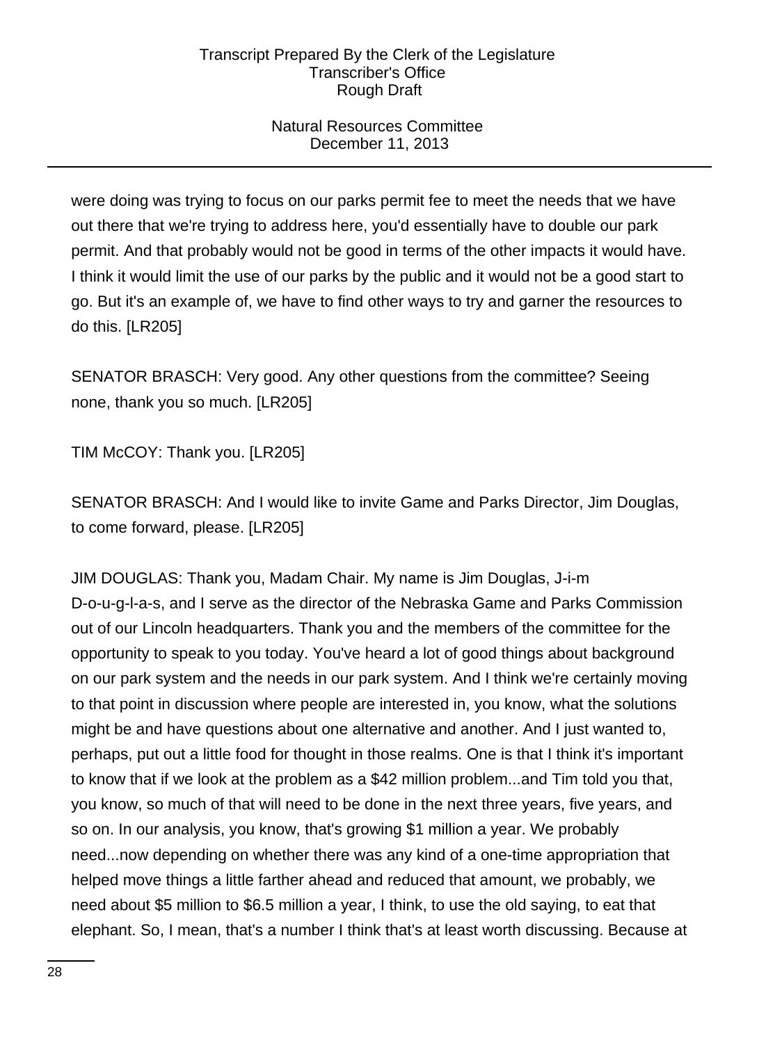were doing was trying to focus on our parks permit fee to meet the needs that we have out there that we're trying to address here, you'd essentially have to double our park permit. And that probably would not be good in terms of the other impacts it would have. I think it would limit the use of our parks by the public and it would not be a good start to go. But it's an example of, we have to find other ways to try and garner the resources to do this. [LR205]

SENATOR BRASCH: Very good. Any other questions from the committee? Seeing none, thank you so much. [LR205]

TIM McCOY: Thank you. [LR205]

SENATOR BRASCH: And I would like to invite Game and Parks Director, Jim Douglas, to come forward, please. [LR205]

JIM DOUGLAS: Thank you, Madam Chair. My name is Jim Douglas, J-i-m D-o-u-g-l-a-s, and I serve as the director of the Nebraska Game and Parks Commission out of our Lincoln headquarters. Thank you and the members of the committee for the opportunity to speak to you today. You've heard a lot of good things about background on our park system and the needs in our park system. And I think we're certainly moving to that point in discussion where people are interested in, you know, what the solutions might be and have questions about one alternative and another. And I just wanted to, perhaps, put out a little food for thought in those realms. One is that I think it's important to know that if we look at the problem as a $42 million problem...and Tim told you that, you know, so much of that will need to be done in the next three years, five years, and so on. In our analysis, you know, that's growing $1 million a year. We probably need...now depending on whether there was any kind of a one-time appropriation that helped move things a little farther ahead and reduced that amount, we probably, we need about $5 million to $6.5 million a year, I think, to use the old saying, to eat that elephant. So, I mean, that's a number I think that's at least worth discussing. Because at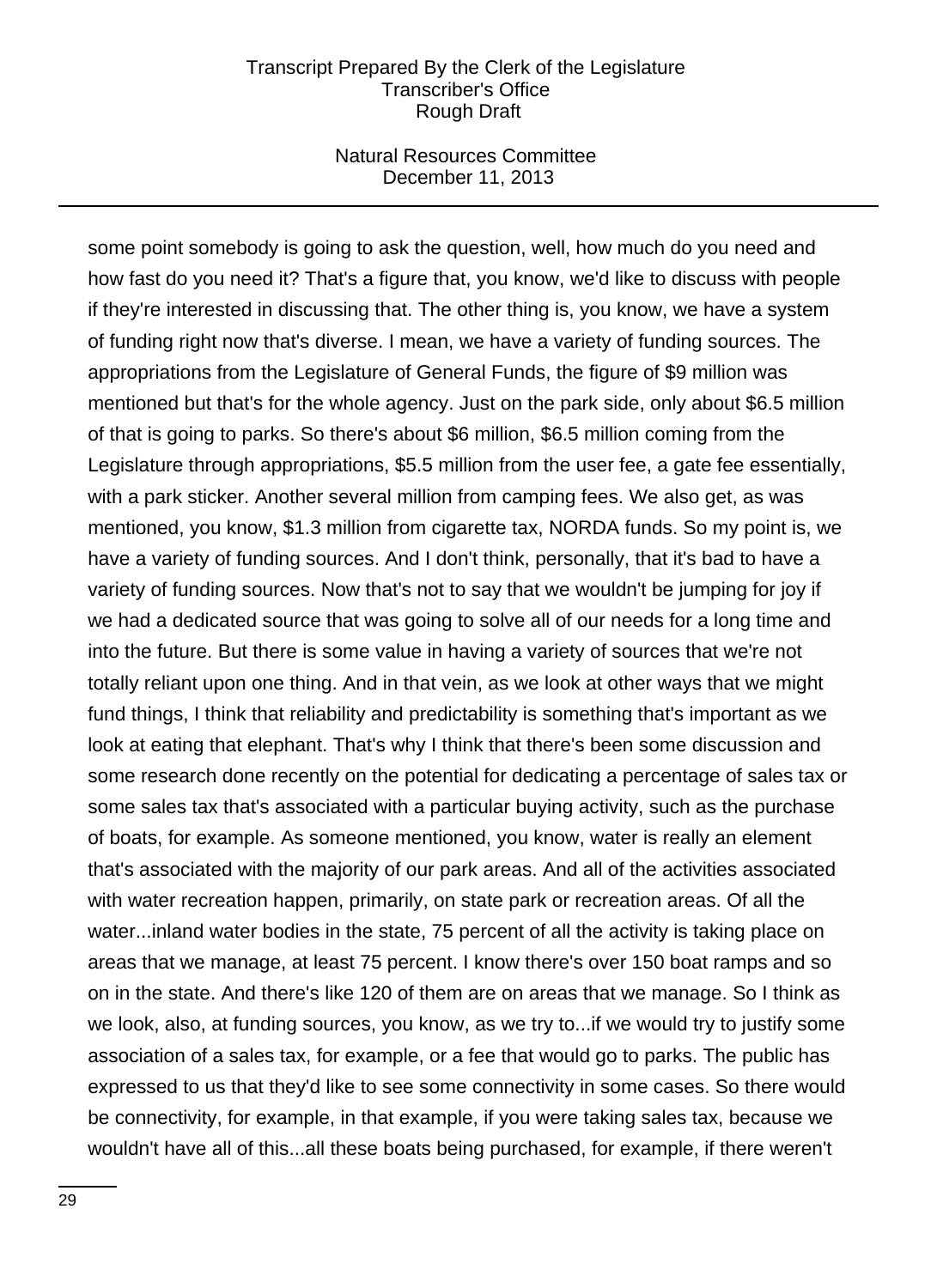some point somebody is going to ask the question, well, how much do you need and how fast do you need it? That's a figure that, you know, we'd like to discuss with people if they're interested in discussing that. The other thing is, you know, we have a system of funding right now that's diverse. I mean, we have a variety of funding sources. The appropriations from the Legislature of General Funds, the figure of $9 million was mentioned but that's for the whole agency. Just on the park side, only about $6.5 million of that is going to parks. So there's about $6 million, $6.5 million coming from the Legislature through appropriations, $5.5 million from the user fee, a gate fee essentially, with a park sticker. Another several million from camping fees. We also get, as was mentioned, you know, $1.3 million from cigarette tax, NORDA funds. So my point is, we have a variety of funding sources. And I don't think, personally, that it's bad to have a variety of funding sources. Now that's not to say that we wouldn't be jumping for joy if we had a dedicated source that was going to solve all of our needs for a long time and into the future. But there is some value in having a variety of sources that we're not totally reliant upon one thing. And in that vein, as we look at other ways that we might fund things, I think that reliability and predictability is something that's important as we look at eating that elephant. That's why I think that there's been some discussion and some research done recently on the potential for dedicating a percentage of sales tax or some sales tax that's associated with a particular buying activity, such as the purchase of boats, for example. As someone mentioned, you know, water is really an element that's associated with the majority of our park areas. And all of the activities associated with water recreation happen, primarily, on state park or recreation areas. Of all the water...inland water bodies in the state, 75 percent of all the activity is taking place on areas that we manage, at least 75 percent. I know there's over 150 boat ramps and so on in the state. And there's like 120 of them are on areas that we manage. So I think as we look, also, at funding sources, you know, as we try to...if we would try to justify some association of a sales tax, for example, or a fee that would go to parks. The public has expressed to us that they'd like to see some connectivity in some cases. So there would be connectivity, for example, in that example, if you were taking sales tax, because we wouldn't have all of this...all these boats being purchased, for example, if there weren't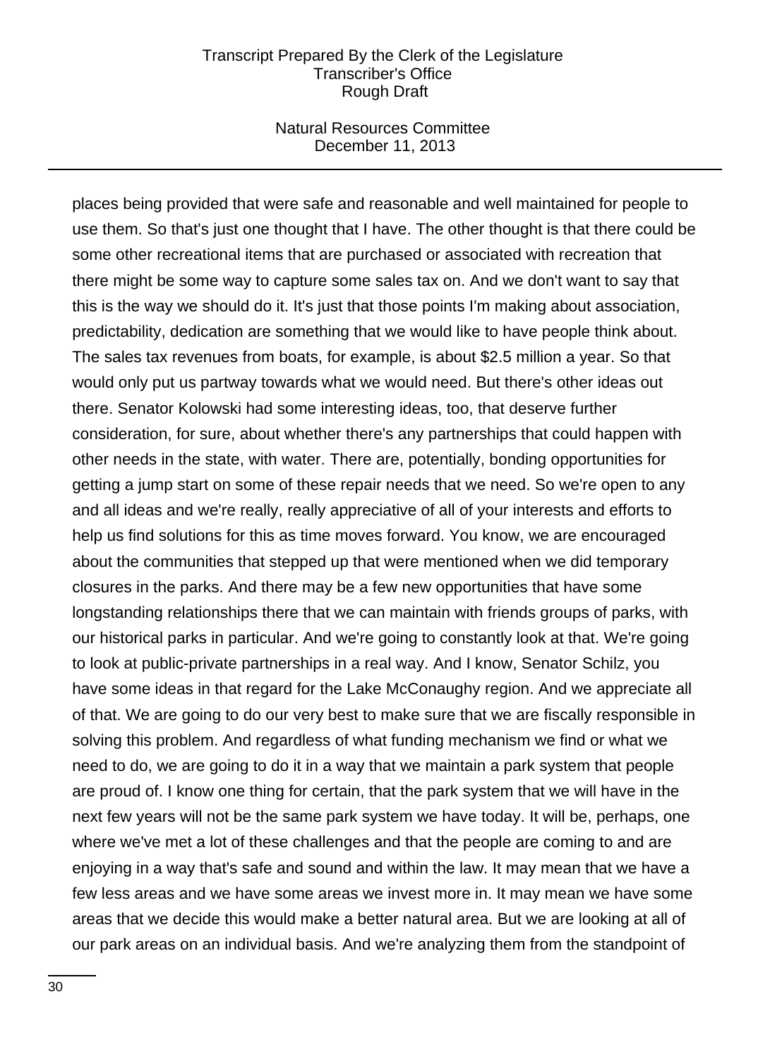places being provided that were safe and reasonable and well maintained for people to use them. So that's just one thought that I have. The other thought is that there could be some other recreational items that are purchased or associated with recreation that there might be some way to capture some sales tax on. And we don't want to say that this is the way we should do it. It's just that those points I'm making about association, predictability, dedication are something that we would like to have people think about. The sales tax revenues from boats, for example, is about $2.5 million a year. So that would only put us partway towards what we would need. But there's other ideas out there. Senator Kolowski had some interesting ideas, too, that deserve further consideration, for sure, about whether there's any partnerships that could happen with other needs in the state, with water. There are, potentially, bonding opportunities for getting a jump start on some of these repair needs that we need. So we're open to any and all ideas and we're really, really appreciative of all of your interests and efforts to help us find solutions for this as time moves forward. You know, we are encouraged about the communities that stepped up that were mentioned when we did temporary closures in the parks. And there may be a few new opportunities that have some longstanding relationships there that we can maintain with friends groups of parks, with our historical parks in particular. And we're going to constantly look at that. We're going to look at public-private partnerships in a real way. And I know, Senator Schilz, you have some ideas in that regard for the Lake McConaughy region. And we appreciate all of that. We are going to do our very best to make sure that we are fiscally responsible in solving this problem. And regardless of what funding mechanism we find or what we need to do, we are going to do it in a way that we maintain a park system that people are proud of. I know one thing for certain, that the park system that we will have in the next few years will not be the same park system we have today. It will be, perhaps, one where we've met a lot of these challenges and that the people are coming to and are enjoying in a way that's safe and sound and within the law. It may mean that we have a few less areas and we have some areas we invest more in. It may mean we have some areas that we decide this would make a better natural area. But we are looking at all of our park areas on an individual basis. And we're analyzing them from the standpoint of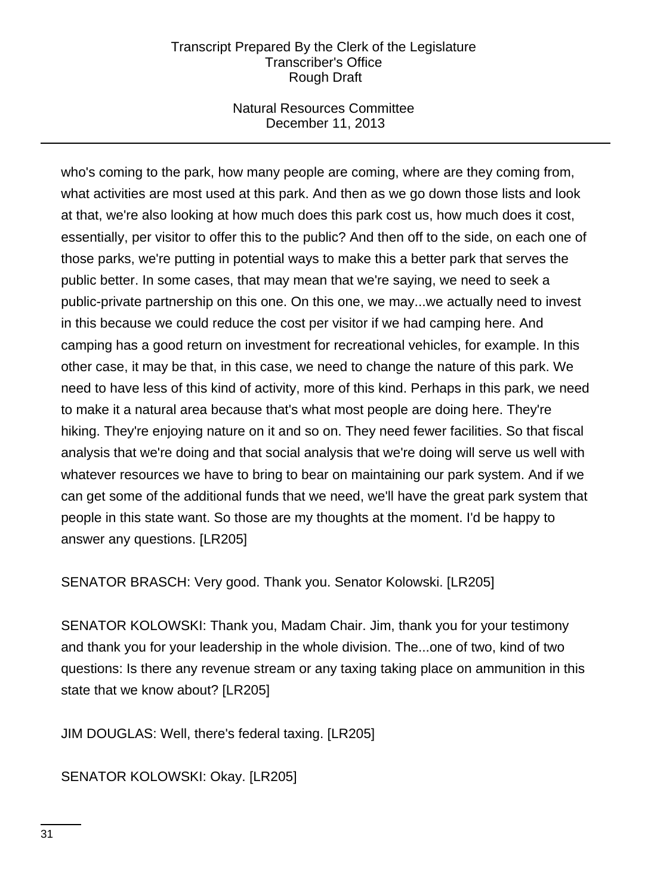who's coming to the park, how many people are coming, where are they coming from, what activities are most used at this park. And then as we go down those lists and look at that, we're also looking at how much does this park cost us, how much does it cost, essentially, per visitor to offer this to the public? And then off to the side, on each one of those parks, we're putting in potential ways to make this a better park that serves the public better. In some cases, that may mean that we're saying, we need to seek a public-private partnership on this one. On this one, we may...we actually need to invest in this because we could reduce the cost per visitor if we had camping here. And camping has a good return on investment for recreational vehicles, for example. In this other case, it may be that, in this case, we need to change the nature of this park. We need to have less of this kind of activity, more of this kind. Perhaps in this park, we need to make it a natural area because that's what most people are doing here. They're hiking. They're enjoying nature on it and so on. They need fewer facilities. So that fiscal analysis that we're doing and that social analysis that we're doing will serve us well with whatever resources we have to bring to bear on maintaining our park system. And if we can get some of the additional funds that we need, we'll have the great park system that people in this state want. So those are my thoughts at the moment. I'd be happy to answer any questions. [LR205]

SENATOR BRASCH: Very good. Thank you. Senator Kolowski. [LR205]

SENATOR KOLOWSKI: Thank you, Madam Chair. Jim, thank you for your testimony and thank you for your leadership in the whole division. The...one of two, kind of two questions: Is there any revenue stream or any taxing taking place on ammunition in this state that we know about? [LR205]

JIM DOUGLAS: Well, there's federal taxing. [LR205]

SENATOR KOLOWSKI: Okay. [LR205]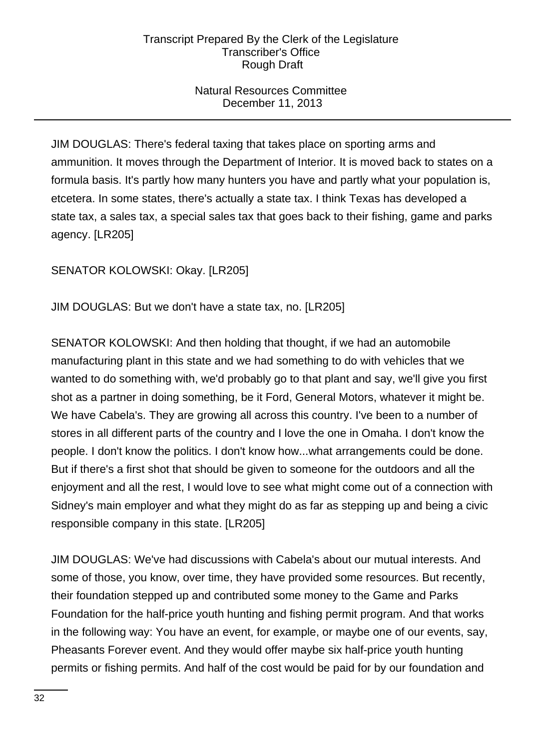JIM DOUGLAS: There's federal taxing that takes place on sporting arms and ammunition. It moves through the Department of Interior. It is moved back to states on a formula basis. It's partly how many hunters you have and partly what your population is, etcetera. In some states, there's actually a state tax. I think Texas has developed a state tax, a sales tax, a special sales tax that goes back to their fishing, game and parks agency. [LR205]

SENATOR KOLOWSKI: Okay. [LR205]

JIM DOUGLAS: But we don't have a state tax, no. [LR205]

SENATOR KOLOWSKI: And then holding that thought, if we had an automobile manufacturing plant in this state and we had something to do with vehicles that we wanted to do something with, we'd probably go to that plant and say, we'll give you first shot as a partner in doing something, be it Ford, General Motors, whatever it might be. We have Cabela's. They are growing all across this country. I've been to a number of stores in all different parts of the country and I love the one in Omaha. I don't know the people. I don't know the politics. I don't know how...what arrangements could be done. But if there's a first shot that should be given to someone for the outdoors and all the enjoyment and all the rest, I would love to see what might come out of a connection with Sidney's main employer and what they might do as far as stepping up and being a civic responsible company in this state. [LR205]

JIM DOUGLAS: We've had discussions with Cabela's about our mutual interests. And some of those, you know, over time, they have provided some resources. But recently, their foundation stepped up and contributed some money to the Game and Parks Foundation for the half-price youth hunting and fishing permit program. And that works in the following way: You have an event, for example, or maybe one of our events, say, Pheasants Forever event. And they would offer maybe six half-price youth hunting permits or fishing permits. And half of the cost would be paid for by our foundation and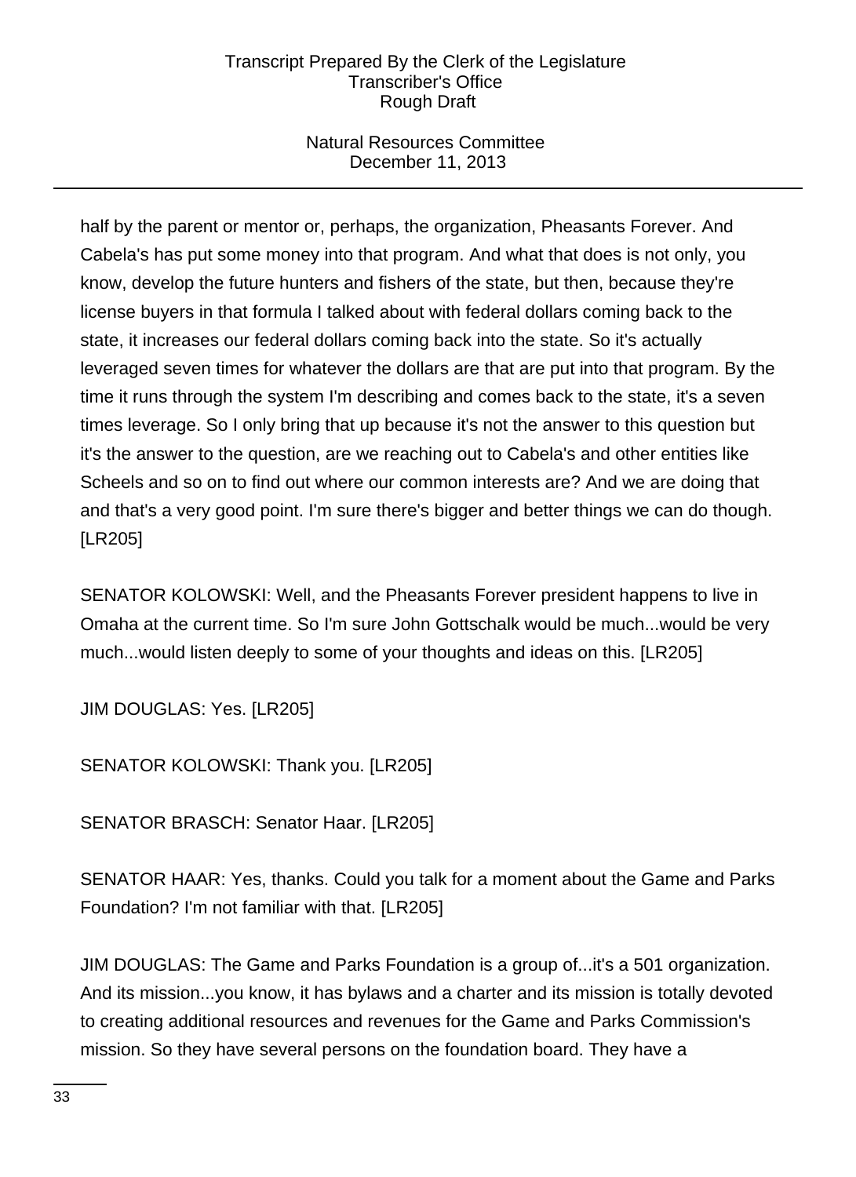half by the parent or mentor or, perhaps, the organization, Pheasants Forever. And Cabela's has put some money into that program. And what that does is not only, you know, develop the future hunters and fishers of the state, but then, because they're license buyers in that formula I talked about with federal dollars coming back to the state, it increases our federal dollars coming back into the state. So it's actually leveraged seven times for whatever the dollars are that are put into that program. By the time it runs through the system I'm describing and comes back to the state, it's a seven times leverage. So I only bring that up because it's not the answer to this question but it's the answer to the question, are we reaching out to Cabela's and other entities like Scheels and so on to find out where our common interests are? And we are doing that and that's a very good point. I'm sure there's bigger and better things we can do though. [LR205]

SENATOR KOLOWSKI: Well, and the Pheasants Forever president happens to live in Omaha at the current time. So I'm sure John Gottschalk would be much...would be very much...would listen deeply to some of your thoughts and ideas on this. [LR205]

JIM DOUGLAS: Yes. [LR205]

SENATOR KOLOWSKI: Thank you. [LR205]

SENATOR BRASCH: Senator Haar. [LR205]

SENATOR HAAR: Yes, thanks. Could you talk for a moment about the Game and Parks Foundation? I'm not familiar with that. [LR205]

JIM DOUGLAS: The Game and Parks Foundation is a group of...it's a 501 organization. And its mission...you know, it has bylaws and a charter and its mission is totally devoted to creating additional resources and revenues for the Game and Parks Commission's mission. So they have several persons on the foundation board. They have a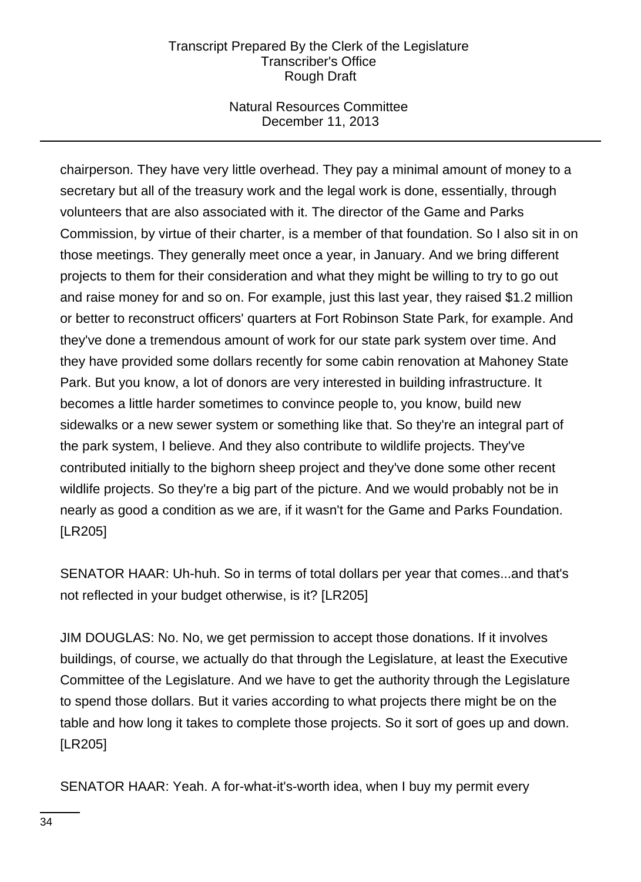chairperson. They have very little overhead. They pay a minimal amount of money to a secretary but all of the treasury work and the legal work is done, essentially, through volunteers that are also associated with it. The director of the Game and Parks Commission, by virtue of their charter, is a member of that foundation. So I also sit in on those meetings. They generally meet once a year, in January. And we bring different projects to them for their consideration and what they might be willing to try to go out and raise money for and so on. For example, just this last year, they raised $1.2 million or better to reconstruct officers' quarters at Fort Robinson State Park, for example. And they've done a tremendous amount of work for our state park system over time. And they have provided some dollars recently for some cabin renovation at Mahoney State Park. But you know, a lot of donors are very interested in building infrastructure. It becomes a little harder sometimes to convince people to, you know, build new sidewalks or a new sewer system or something like that. So they're an integral part of the park system, I believe. And they also contribute to wildlife projects. They've contributed initially to the bighorn sheep project and they've done some other recent wildlife projects. So they're a big part of the picture. And we would probably not be in nearly as good a condition as we are, if it wasn't for the Game and Parks Foundation. [LR205]

SENATOR HAAR: Uh-huh. So in terms of total dollars per year that comes...and that's not reflected in your budget otherwise, is it? [LR205]

JIM DOUGLAS: No. No, we get permission to accept those donations. If it involves buildings, of course, we actually do that through the Legislature, at least the Executive Committee of the Legislature. And we have to get the authority through the Legislature to spend those dollars. But it varies according to what projects there might be on the table and how long it takes to complete those projects. So it sort of goes up and down. [LR205]

SENATOR HAAR: Yeah. A for-what-it's-worth idea, when I buy my permit every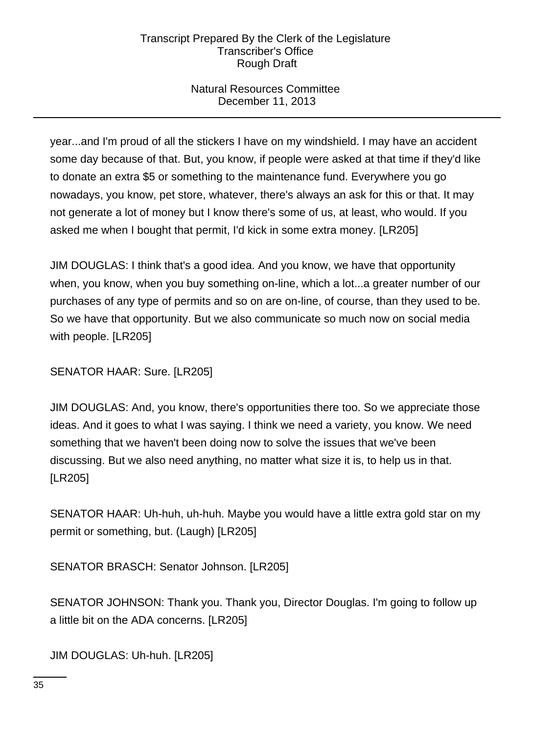year...and I'm proud of all the stickers I have on my windshield. I may have an accident some day because of that. But, you know, if people were asked at that time if they'd like to donate an extra $5 or something to the maintenance fund. Everywhere you go nowadays, you know, pet store, whatever, there's always an ask for this or that. It may not generate a lot of money but I know there's some of us, at least, who would. If you asked me when I bought that permit, I'd kick in some extra money. [LR205]

JIM DOUGLAS: I think that's a good idea. And you know, we have that opportunity when, you know, when you buy something on-line, which a lot...a greater number of our purchases of any type of permits and so on are on-line, of course, than they used to be. So we have that opportunity. But we also communicate so much now on social media with people. [LR205]

SENATOR HAAR: Sure. [LR205]

JIM DOUGLAS: And, you know, there's opportunities there too. So we appreciate those ideas. And it goes to what I was saying. I think we need a variety, you know. We need something that we haven't been doing now to solve the issues that we've been discussing. But we also need anything, no matter what size it is, to help us in that. [LR205]

SENATOR HAAR: Uh-huh, uh-huh. Maybe you would have a little extra gold star on my permit or something, but. (Laugh) [LR205]

SENATOR BRASCH: Senator Johnson. [LR205]

SENATOR JOHNSON: Thank you. Thank you, Director Douglas. I'm going to follow up a little bit on the ADA concerns. [LR205]

JIM DOUGLAS: Uh-huh. [LR205]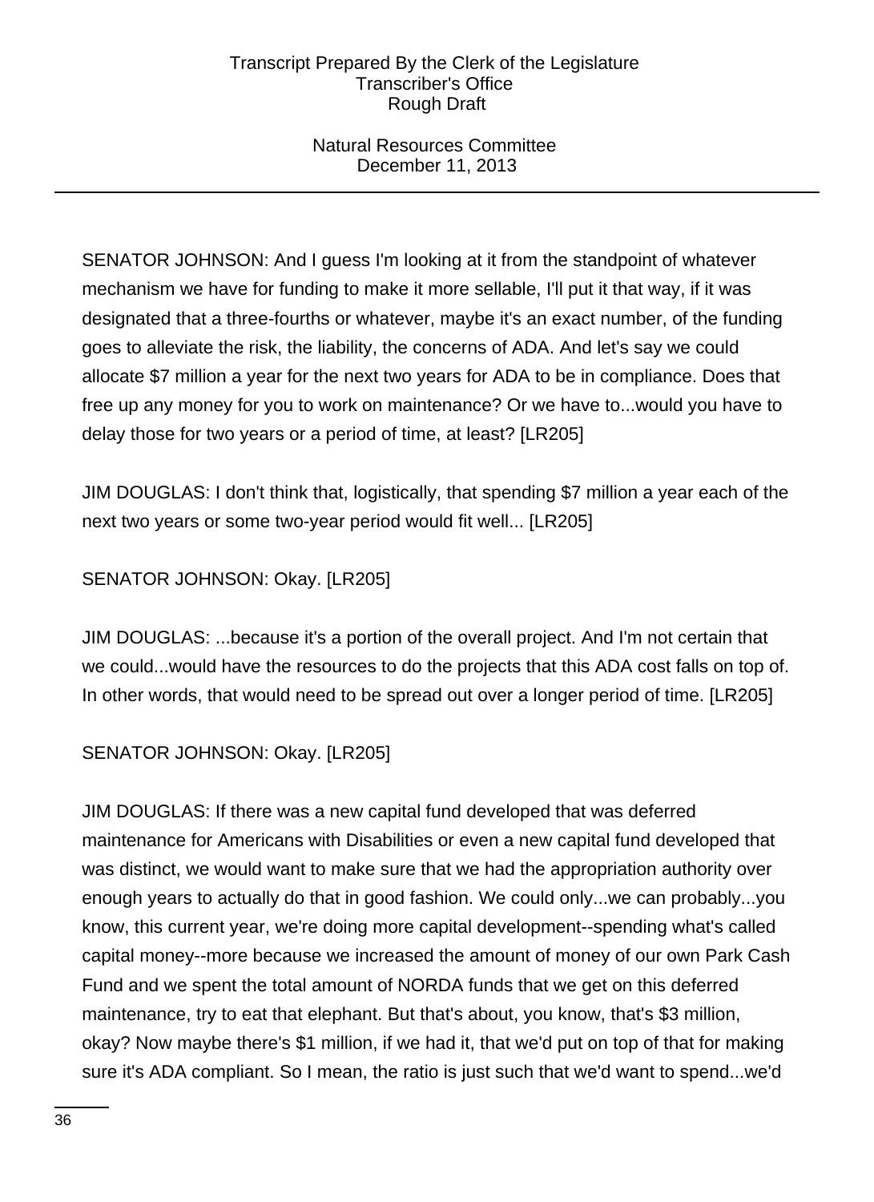SENATOR JOHNSON: And I guess I'm looking at it from the standpoint of whatever mechanism we have for funding to make it more sellable, I'll put it that way, if it was designated that a three-fourths or whatever, maybe it's an exact number, of the funding goes to alleviate the risk, the liability, the concerns of ADA. And let's say we could allocate $7 million a year for the next two years for ADA to be in compliance. Does that free up any money for you to work on maintenance? Or we have to...would you have to delay those for two years or a period of time, at least? [LR205]

JIM DOUGLAS: I don't think that, logistically, that spending $7 million a year each of the next two years or some two-year period would fit well... [LR205]

SENATOR JOHNSON: Okay. [LR205]

JIM DOUGLAS: ...because it's a portion of the overall project. And I'm not certain that we could...would have the resources to do the projects that this ADA cost falls on top of. In other words, that would need to be spread out over a longer period of time. [LR205]

SENATOR JOHNSON: Okay. [LR205]

JIM DOUGLAS: If there was a new capital fund developed that was deferred maintenance for Americans with Disabilities or even a new capital fund developed that was distinct, we would want to make sure that we had the appropriation authority over enough years to actually do that in good fashion. We could only...we can probably...you know, this current year, we're doing more capital development--spending what's called capital money--more because we increased the amount of money of our own Park Cash Fund and we spent the total amount of NORDA funds that we get on this deferred maintenance, try to eat that elephant. But that's about, you know, that's $3 million, okay? Now maybe there's $1 million, if we had it, that we'd put on top of that for making sure it's ADA compliant. So I mean, the ratio is just such that we'd want to spend...we'd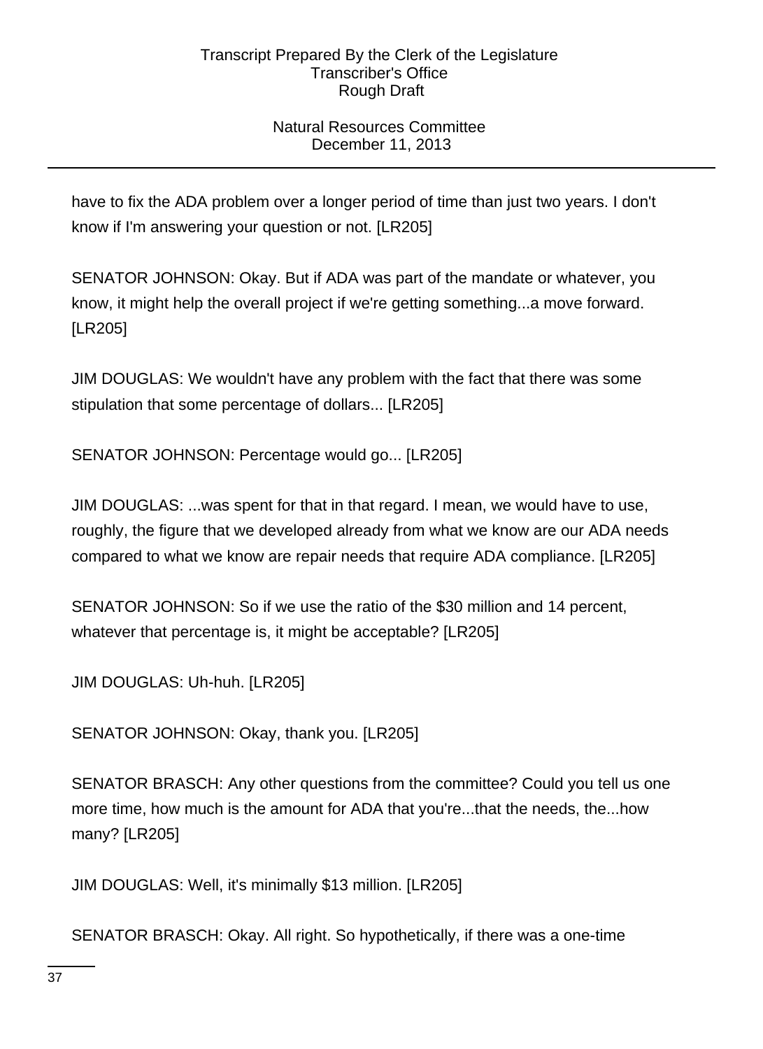have to fix the ADA problem over a longer period of time than just two years. I don't know if I'm answering your question or not. [LR205]

SENATOR JOHNSON: Okay. But if ADA was part of the mandate or whatever, you know, it might help the overall project if we're getting something...a move forward. [LR205]

JIM DOUGLAS: We wouldn't have any problem with the fact that there was some stipulation that some percentage of dollars... [LR205]

SENATOR JOHNSON: Percentage would go... [LR205]

JIM DOUGLAS: ...was spent for that in that regard. I mean, we would have to use, roughly, the figure that we developed already from what we know are our ADA needs compared to what we know are repair needs that require ADA compliance. [LR205]

SENATOR JOHNSON: So if we use the ratio of the $30 million and 14 percent, whatever that percentage is, it might be acceptable? [LR205]

JIM DOUGLAS: Uh-huh. [LR205]

SENATOR JOHNSON: Okay, thank you. [LR205]

SENATOR BRASCH: Any other questions from the committee? Could you tell us one more time, how much is the amount for ADA that you're...that the needs, the...how many? [LR205]

JIM DOUGLAS: Well, it's minimally $13 million. [LR205]

SENATOR BRASCH: Okay. All right. So hypothetically, if there was a one-time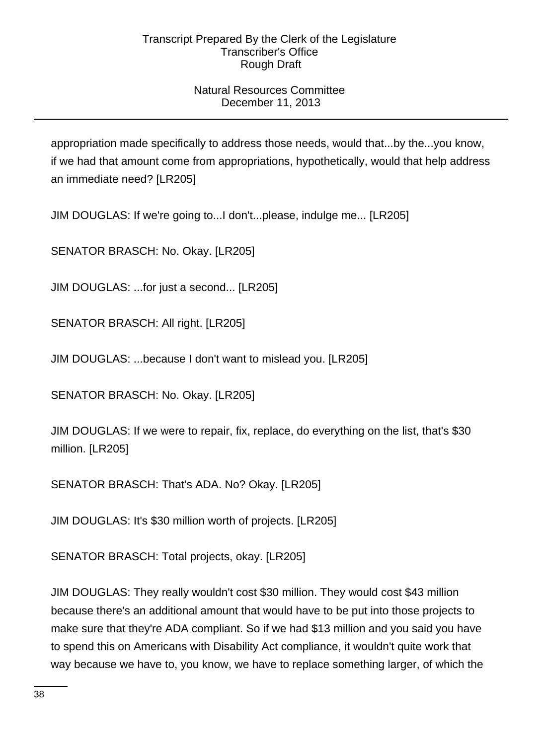appropriation made specifically to address those needs, would that...by the...you know, if we had that amount come from appropriations, hypothetically, would that help address an immediate need? [LR205]

JIM DOUGLAS: If we're going to...I don't...please, indulge me... [LR205]

SENATOR BRASCH: No. Okay. [LR205]

JIM DOUGLAS: ...for just a second... [LR205]

SENATOR BRASCH: All right. [LR205]

JIM DOUGLAS: ...because I don't want to mislead you. [LR205]

SENATOR BRASCH: No. Okay. [LR205]

JIM DOUGLAS: If we were to repair, fix, replace, do everything on the list, that's $30 million. [LR205]

SENATOR BRASCH: That's ADA. No? Okay. [LR205]

JIM DOUGLAS: It's $30 million worth of projects. [LR205]

SENATOR BRASCH: Total projects, okay. [LR205]

JIM DOUGLAS: They really wouldn't cost $30 million. They would cost $43 million because there's an additional amount that would have to be put into those projects to make sure that they're ADA compliant. So if we had $13 million and you said you have to spend this on Americans with Disability Act compliance, it wouldn't quite work that way because we have to, you know, we have to replace something larger, of which the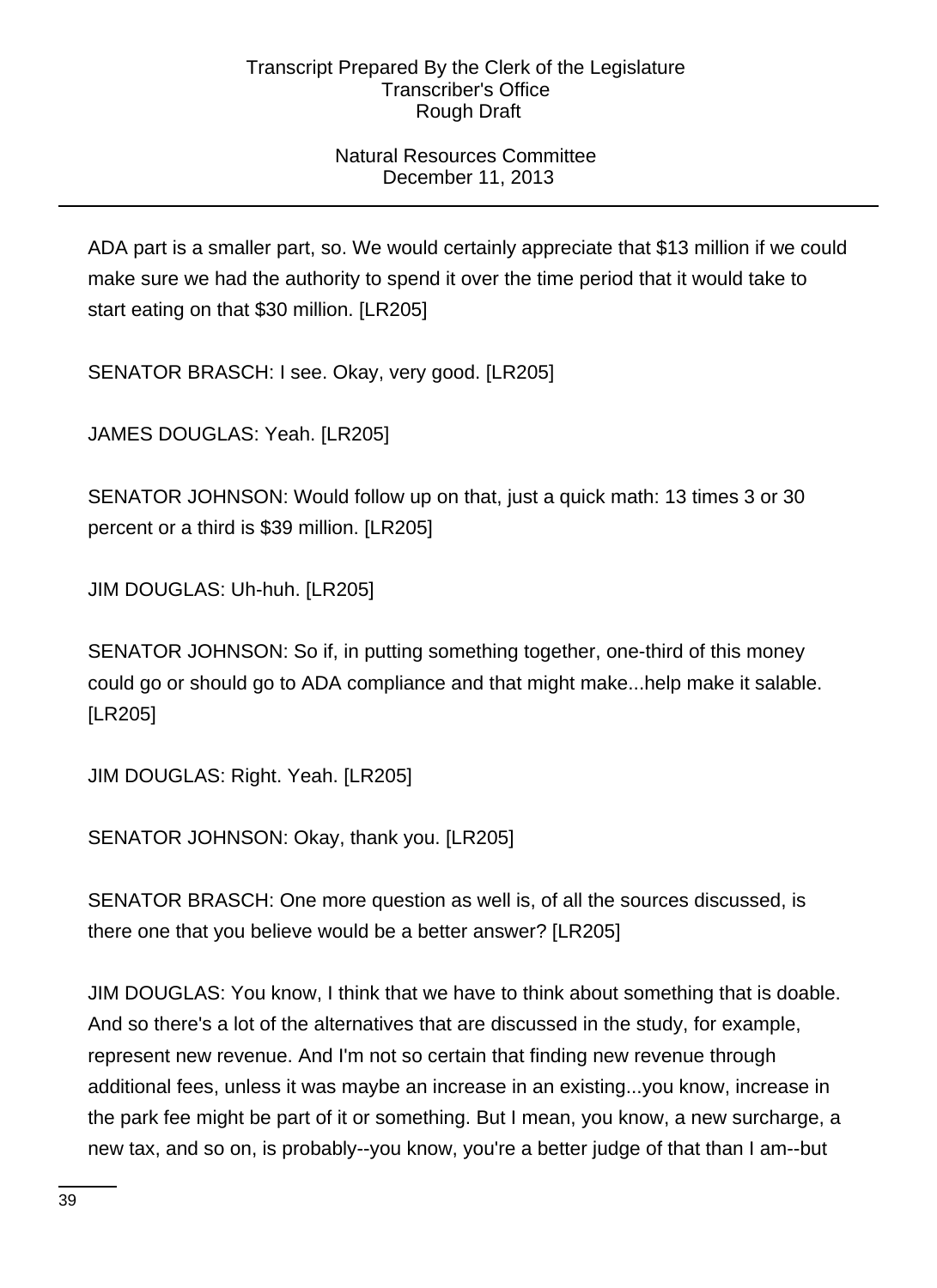ADA part is a smaller part, so. We would certainly appreciate that $13 million if we could make sure we had the authority to spend it over the time period that it would take to start eating on that $30 million. [LR205]

SENATOR BRASCH: I see. Okay, very good. [LR205]

JAMES DOUGLAS: Yeah. [LR205]

SENATOR JOHNSON: Would follow up on that, just a quick math: 13 times 3 or 30 percent or a third is $39 million. [LR205]

JIM DOUGLAS: Uh-huh. [LR205]

SENATOR JOHNSON: So if, in putting something together, one-third of this money could go or should go to ADA compliance and that might make...help make it salable. [LR205]

JIM DOUGLAS: Right. Yeah. [LR205]

SENATOR JOHNSON: Okay, thank you. [LR205]

SENATOR BRASCH: One more question as well is, of all the sources discussed, is there one that you believe would be a better answer? [LR205]

JIM DOUGLAS: You know, I think that we have to think about something that is doable. And so there's a lot of the alternatives that are discussed in the study, for example, represent new revenue. And I'm not so certain that finding new revenue through additional fees, unless it was maybe an increase in an existing...you know, increase in the park fee might be part of it or something. But I mean, you know, a new surcharge, a new tax, and so on, is probably--you know, you're a better judge of that than I am--but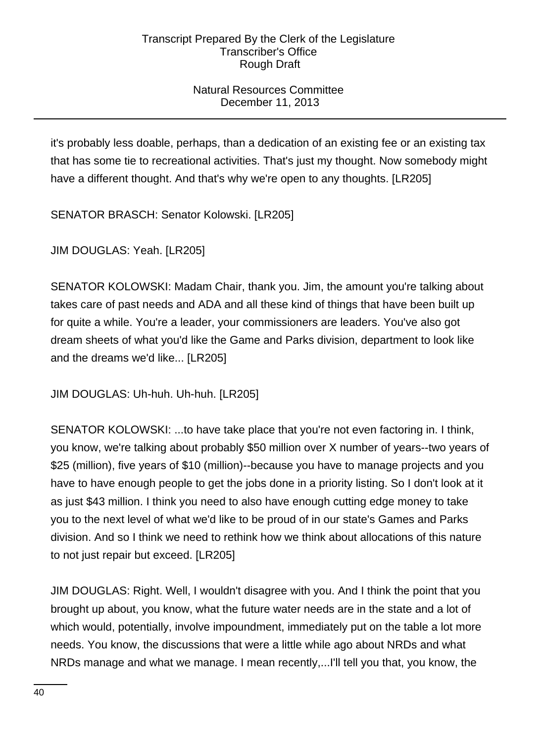it's probably less doable, perhaps, than a dedication of an existing fee or an existing tax that has some tie to recreational activities. That's just my thought. Now somebody might have a different thought. And that's why we're open to any thoughts. [LR205]

SENATOR BRASCH: Senator Kolowski. [LR205]

JIM DOUGLAS: Yeah. [LR205]

SENATOR KOLOWSKI: Madam Chair, thank you. Jim, the amount you're talking about takes care of past needs and ADA and all these kind of things that have been built up for quite a while. You're a leader, your commissioners are leaders. You've also got dream sheets of what you'd like the Game and Parks division, department to look like and the dreams we'd like... [LR205]

JIM DOUGLAS: Uh-huh. Uh-huh. [LR205]

SENATOR KOLOWSKI: ...to have take place that you're not even factoring in. I think, you know, we're talking about probably $50 million over X number of years--two years of $25 (million), five years of $10 (million)--because you have to manage projects and you have to have enough people to get the jobs done in a priority listing. So I don't look at it as just $43 million. I think you need to also have enough cutting edge money to take you to the next level of what we'd like to be proud of in our state's Games and Parks division. And so I think we need to rethink how we think about allocations of this nature to not just repair but exceed. [LR205]

JIM DOUGLAS: Right. Well, I wouldn't disagree with you. And I think the point that you brought up about, you know, what the future water needs are in the state and a lot of which would, potentially, involve impoundment, immediately put on the table a lot more needs. You know, the discussions that were a little while ago about NRDs and what NRDs manage and what we manage. I mean recently,...I'll tell you that, you know, the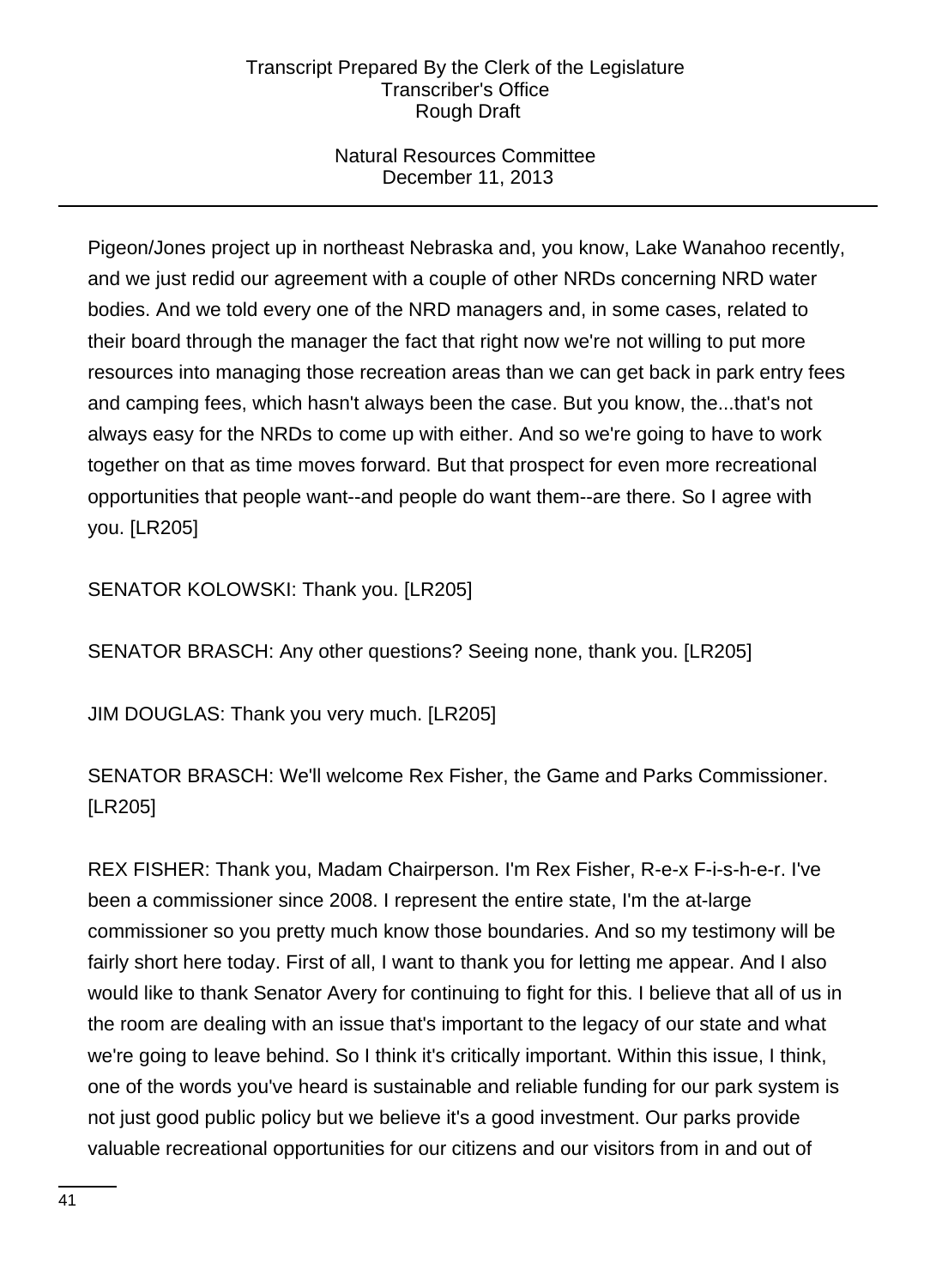Pigeon/Jones project up in northeast Nebraska and, you know, Lake Wanahoo recently, and we just redid our agreement with a couple of other NRDs concerning NRD water bodies. And we told every one of the NRD managers and, in some cases, related to their board through the manager the fact that right now we're not willing to put more resources into managing those recreation areas than we can get back in park entry fees and camping fees, which hasn't always been the case. But you know, the...that's not always easy for the NRDs to come up with either. And so we're going to have to work together on that as time moves forward. But that prospect for even more recreational opportunities that people want--and people do want them--are there. So I agree with you. [LR205]

SENATOR KOLOWSKI: Thank you. [LR205]

SENATOR BRASCH: Any other questions? Seeing none, thank you. [LR205]

JIM DOUGLAS: Thank you very much. [LR205]

SENATOR BRASCH: We'll welcome Rex Fisher, the Game and Parks Commissioner. [LR205]

REX FISHER: Thank you, Madam Chairperson. I'm Rex Fisher, R-e-x F-i-s-h-e-r. I've been a commissioner since 2008. I represent the entire state, I'm the at-large commissioner so you pretty much know those boundaries. And so my testimony will be fairly short here today. First of all, I want to thank you for letting me appear. And I also would like to thank Senator Avery for continuing to fight for this. I believe that all of us in the room are dealing with an issue that's important to the legacy of our state and what we're going to leave behind. So I think it's critically important. Within this issue, I think, one of the words you've heard is sustainable and reliable funding for our park system is not just good public policy but we believe it's a good investment. Our parks provide valuable recreational opportunities for our citizens and our visitors from in and out of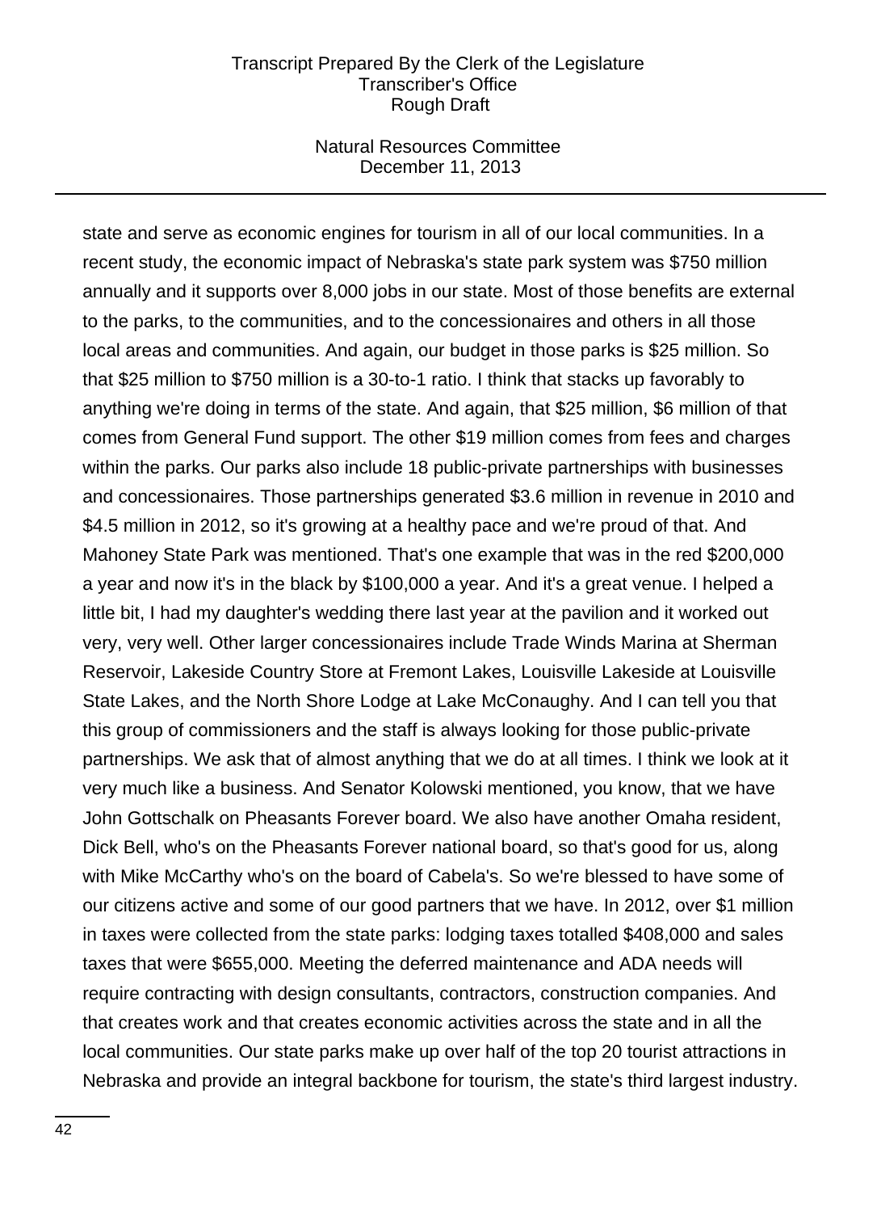state and serve as economic engines for tourism in all of our local communities. In a recent study, the economic impact of Nebraska's state park system was $750 million annually and it supports over 8,000 jobs in our state. Most of those benefits are external to the parks, to the communities, and to the concessionaires and others in all those local areas and communities. And again, our budget in those parks is $25 million. So that $25 million to $750 million is a 30-to-1 ratio. I think that stacks up favorably to anything we're doing in terms of the state. And again, that $25 million, $6 million of that comes from General Fund support. The other $19 million comes from fees and charges within the parks. Our parks also include 18 public-private partnerships with businesses and concessionaires. Those partnerships generated $3.6 million in revenue in 2010 and $4.5 million in 2012, so it's growing at a healthy pace and we're proud of that. And Mahoney State Park was mentioned. That's one example that was in the red $200,000 a year and now it's in the black by $100,000 a year. And it's a great venue. I helped a little bit, I had my daughter's wedding there last year at the pavilion and it worked out very, very well. Other larger concessionaires include Trade Winds Marina at Sherman Reservoir, Lakeside Country Store at Fremont Lakes, Louisville Lakeside at Louisville State Lakes, and the North Shore Lodge at Lake McConaughy. And I can tell you that this group of commissioners and the staff is always looking for those public-private partnerships. We ask that of almost anything that we do at all times. I think we look at it very much like a business. And Senator Kolowski mentioned, you know, that we have John Gottschalk on Pheasants Forever board. We also have another Omaha resident, Dick Bell, who's on the Pheasants Forever national board, so that's good for us, along with Mike McCarthy who's on the board of Cabela's. So we're blessed to have some of our citizens active and some of our good partners that we have. In 2012, over $1 million in taxes were collected from the state parks: lodging taxes totalled $408,000 and sales taxes that were $655,000. Meeting the deferred maintenance and ADA needs will require contracting with design consultants, contractors, construction companies. And that creates work and that creates economic activities across the state and in all the local communities. Our state parks make up over half of the top 20 tourist attractions in Nebraska and provide an integral backbone for tourism, the state's third largest industry.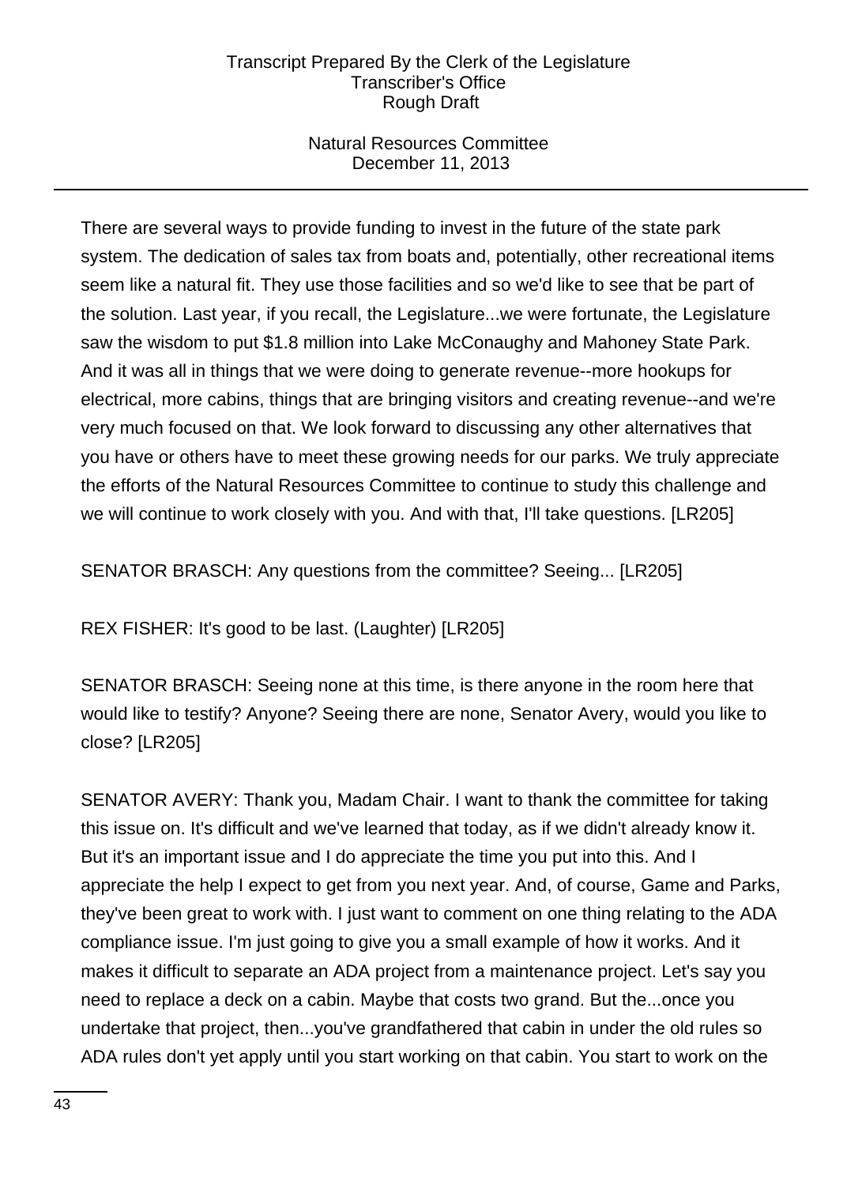There are several ways to provide funding to invest in the future of the state park system. The dedication of sales tax from boats and, potentially, other recreational items seem like a natural fit. They use those facilities and so we'd like to see that be part of the solution. Last year, if you recall, the Legislature...we were fortunate, the Legislature saw the wisdom to put $1.8 million into Lake McConaughy and Mahoney State Park. And it was all in things that we were doing to generate revenue--more hookups for electrical, more cabins, things that are bringing visitors and creating revenue--and we're very much focused on that. We look forward to discussing any other alternatives that you have or others have to meet these growing needs for our parks. We truly appreciate the efforts of the Natural Resources Committee to continue to study this challenge and we will continue to work closely with you. And with that, I'll take questions. [LR205]

SENATOR BRASCH: Any questions from the committee? Seeing... [LR205]

REX FISHER: It's good to be last. (Laughter) [LR205]

SENATOR BRASCH: Seeing none at this time, is there anyone in the room here that would like to testify? Anyone? Seeing there are none, Senator Avery, would you like to close? [LR205]

SENATOR AVERY: Thank you, Madam Chair. I want to thank the committee for taking this issue on. It's difficult and we've learned that today, as if we didn't already know it. But it's an important issue and I do appreciate the time you put into this. And I appreciate the help I expect to get from you next year. And, of course, Game and Parks, they've been great to work with. I just want to comment on one thing relating to the ADA compliance issue. I'm just going to give you a small example of how it works. And it makes it difficult to separate an ADA project from a maintenance project. Let's say you need to replace a deck on a cabin. Maybe that costs two grand. But the...once you undertake that project, then...you've grandfathered that cabin in under the old rules so ADA rules don't yet apply until you start working on that cabin. You start to work on the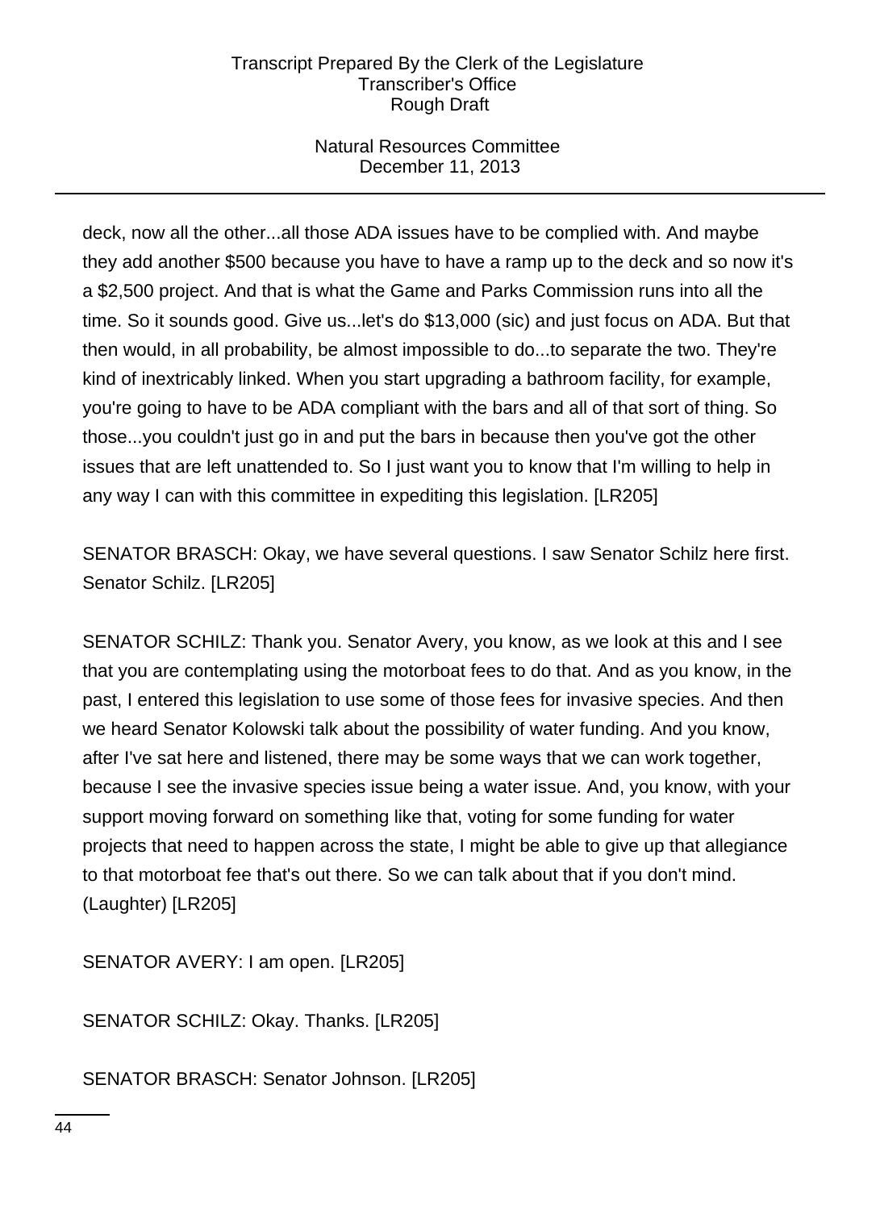deck, now all the other...all those ADA issues have to be complied with. And maybe they add another $500 because you have to have a ramp up to the deck and so now it's a $2,500 project. And that is what the Game and Parks Commission runs into all the time. So it sounds good. Give us...let's do $13,000 (sic) and just focus on ADA. But that then would, in all probability, be almost impossible to do...to separate the two. They're kind of inextricably linked. When you start upgrading a bathroom facility, for example, you're going to have to be ADA compliant with the bars and all of that sort of thing. So those...you couldn't just go in and put the bars in because then you've got the other issues that are left unattended to. So I just want you to know that I'm willing to help in any way I can with this committee in expediting this legislation. [LR205]

SENATOR BRASCH: Okay, we have several questions. I saw Senator Schilz here first. Senator Schilz. [LR205]

SENATOR SCHILZ: Thank you. Senator Avery, you know, as we look at this and I see that you are contemplating using the motorboat fees to do that. And as you know, in the past, I entered this legislation to use some of those fees for invasive species. And then we heard Senator Kolowski talk about the possibility of water funding. And you know, after I've sat here and listened, there may be some ways that we can work together, because I see the invasive species issue being a water issue. And, you know, with your support moving forward on something like that, voting for some funding for water projects that need to happen across the state, I might be able to give up that allegiance to that motorboat fee that's out there. So we can talk about that if you don't mind. (Laughter) [LR205]

SENATOR AVERY: I am open. [LR205]

SENATOR SCHILZ: Okay. Thanks. [LR205]

SENATOR BRASCH: Senator Johnson. [LR205]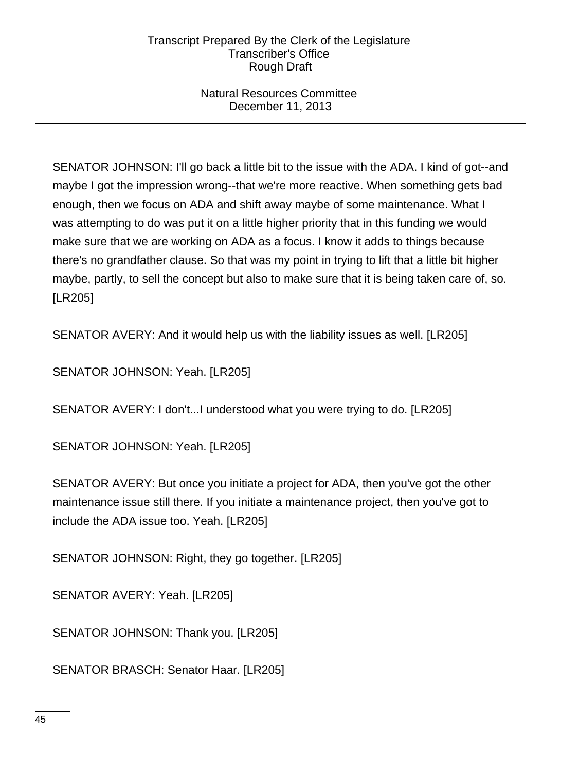SENATOR JOHNSON: I'll go back a little bit to the issue with the ADA. I kind of got--and maybe I got the impression wrong--that we're more reactive. When something gets bad enough, then we focus on ADA and shift away maybe of some maintenance. What I was attempting to do was put it on a little higher priority that in this funding we would make sure that we are working on ADA as a focus. I know it adds to things because there's no grandfather clause. So that was my point in trying to lift that a little bit higher maybe, partly, to sell the concept but also to make sure that it is being taken care of, so. [LR205]

SENATOR AVERY: And it would help us with the liability issues as well. [LR205]

SENATOR JOHNSON: Yeah. [LR205]

SENATOR AVERY: I don't...I understood what you were trying to do. [LR205]

SENATOR JOHNSON: Yeah. [LR205]

SENATOR AVERY: But once you initiate a project for ADA, then you've got the other maintenance issue still there. If you initiate a maintenance project, then you've got to include the ADA issue too. Yeah. [LR205]

SENATOR JOHNSON: Right, they go together. [LR205]

SENATOR AVERY: Yeah. [LR205]

SENATOR JOHNSON: Thank you. [LR205]

SENATOR BRASCH: Senator Haar. [LR205]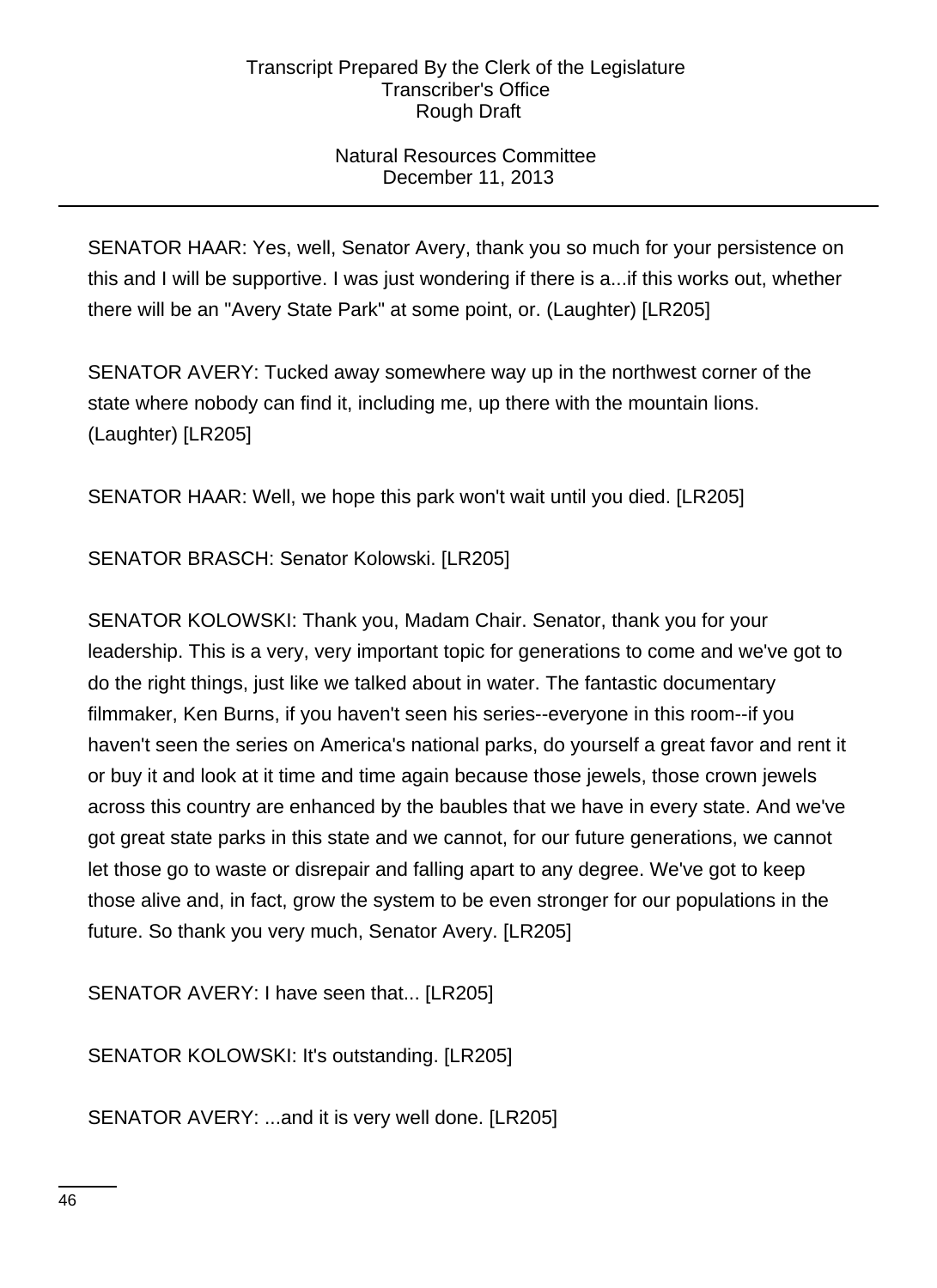SENATOR HAAR: Yes, well, Senator Avery, thank you so much for your persistence on this and I will be supportive. I was just wondering if there is a...if this works out, whether there will be an "Avery State Park" at some point, or. (Laughter) [LR205]

SENATOR AVERY: Tucked away somewhere way up in the northwest corner of the state where nobody can find it, including me, up there with the mountain lions. (Laughter) [LR205]

SENATOR HAAR: Well, we hope this park won't wait until you died. [LR205]

SENATOR BRASCH: Senator Kolowski. [LR205]

SENATOR KOLOWSKI: Thank you, Madam Chair. Senator, thank you for your leadership. This is a very, very important topic for generations to come and we've got to do the right things, just like we talked about in water. The fantastic documentary filmmaker, Ken Burns, if you haven't seen his series--everyone in this room--if you haven't seen the series on America's national parks, do yourself a great favor and rent it or buy it and look at it time and time again because those jewels, those crown jewels across this country are enhanced by the baubles that we have in every state. And we've got great state parks in this state and we cannot, for our future generations, we cannot let those go to waste or disrepair and falling apart to any degree. We've got to keep those alive and, in fact, grow the system to be even stronger for our populations in the future. So thank you very much, Senator Avery. [LR205]

SENATOR AVERY: I have seen that... [LR205]

SENATOR KOLOWSKI: It's outstanding. [LR205]

SENATOR AVERY: ...and it is very well done. [LR205]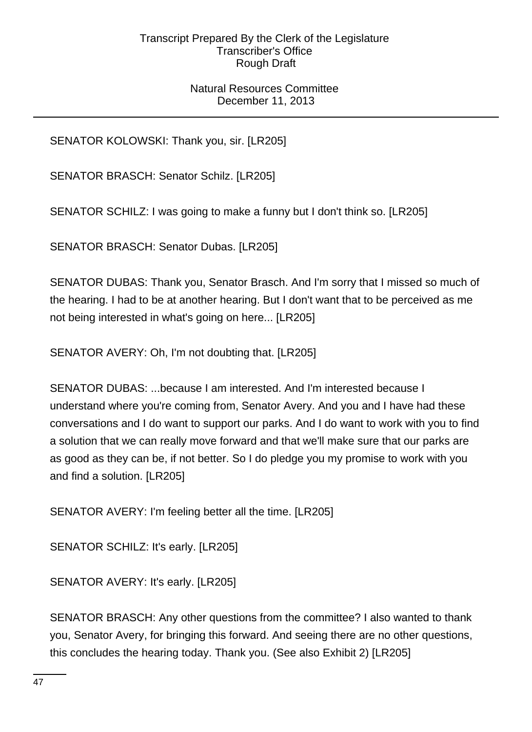SENATOR KOLOWSKI: Thank you, sir. [LR205]

SENATOR BRASCH: Senator Schilz. [LR205]

SENATOR SCHILZ: I was going to make a funny but I don't think so. [LR205]

SENATOR BRASCH: Senator Dubas. [LR205]

SENATOR DUBAS: Thank you, Senator Brasch. And I'm sorry that I missed so much of the hearing. I had to be at another hearing. But I don't want that to be perceived as me not being interested in what's going on here... [LR205]

SENATOR AVERY: Oh, I'm not doubting that. [LR205]

SENATOR DUBAS: ...because I am interested. And I'm interested because I understand where you're coming from, Senator Avery. And you and I have had these conversations and I do want to support our parks. And I do want to work with you to find a solution that we can really move forward and that we'll make sure that our parks are as good as they can be, if not better. So I do pledge you my promise to work with you and find a solution. [LR205]

SENATOR AVERY: I'm feeling better all the time. [LR205]

SENATOR SCHILZ: It's early. [LR205]

SENATOR AVERY: It's early. [LR205]

SENATOR BRASCH: Any other questions from the committee? I also wanted to thank you, Senator Avery, for bringing this forward. And seeing there are no other questions, this concludes the hearing today. Thank you. (See also Exhibit 2) [LR205]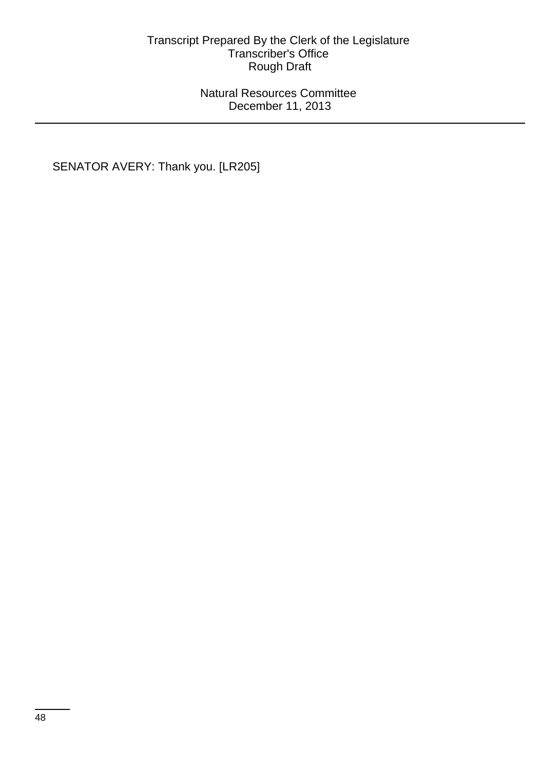SENATOR AVERY: Thank you. [LR205]